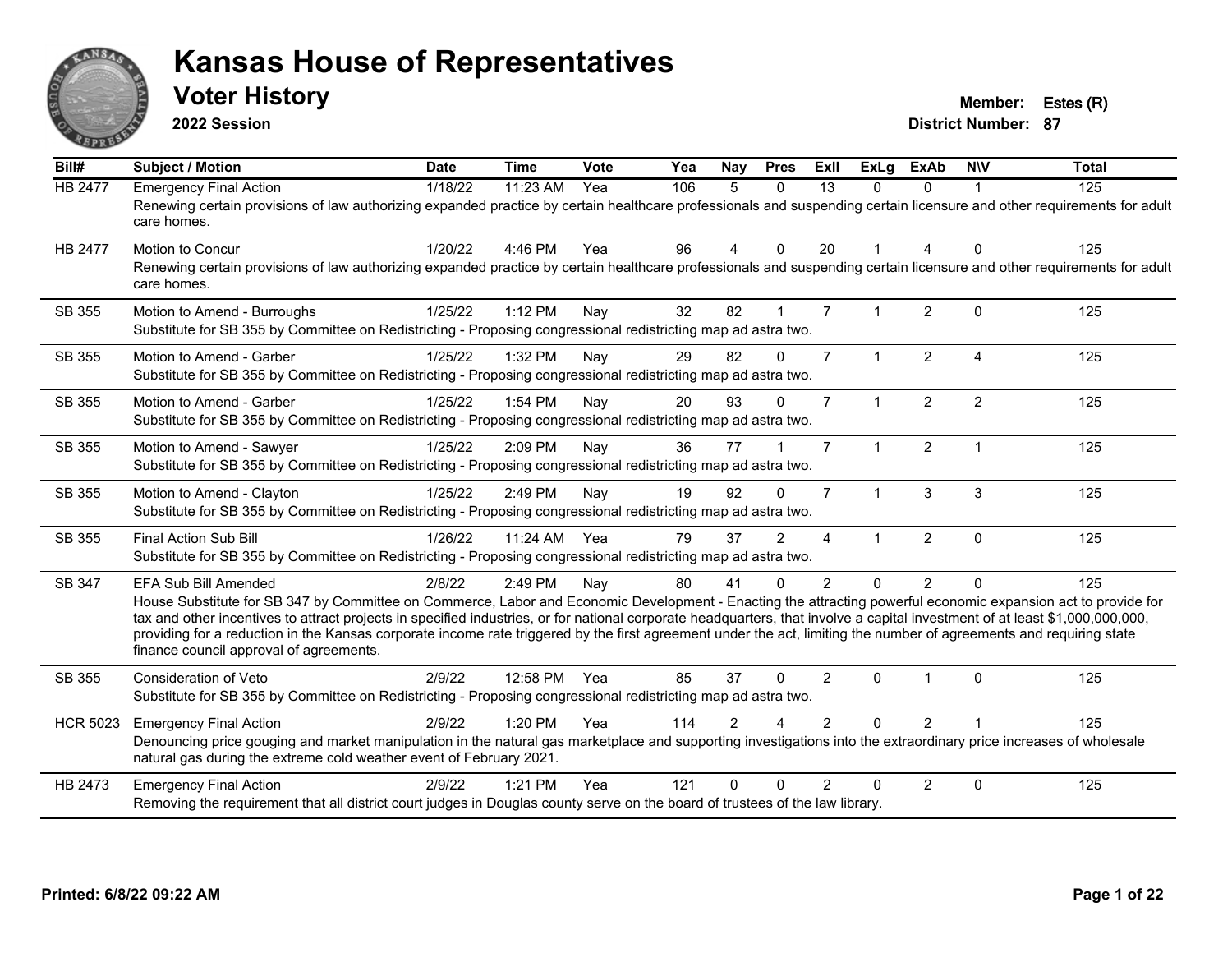# Kansas House of Representatives

## Voter History

**2022 Session**

**Member:** Estes (R)

**District Number:** 87

| Bill# | Subject / Motion | Date | Time | Vote | Yea | Nay | Pres | ExII | ExLg | ExAb | N\V | Total |
|---|---|---|---|---|---|---|---|---|---|---|---|---|
| HB 2477 | Emergency Final Action | 1/18/22 | 11:23 AM | Yea | 106 | 5 | 0 | 13 | 0 | 0 | 1 | 125 |
| | Renewing certain provisions of law authorizing expanded practice by certain healthcare professionals and suspending certain licensure and other requirements for adult care homes. | | | | | | | | | | | |
| HB 2477 | Motion to Concur | 1/20/22 | 4:46 PM | Yea | 96 | 4 | 0 | 20 | 1 | 4 | 0 | 125 |
| | Renewing certain provisions of law authorizing expanded practice by certain healthcare professionals and suspending certain licensure and other requirements for adult care homes. | | | | | | | | | | | |
| SB 355 | Motion to Amend - Burroughs | 1/25/22 | 1:12 PM | Nay | 32 | 82 | 1 | 7 | 1 | 2 | 0 | 125 |
| | Substitute for SB 355 by Committee on Redistricting - Proposing congressional redistricting map ad astra two. | | | | | | | | | | | |
| SB 355 | Motion to Amend - Garber | 1/25/22 | 1:32 PM | Nay | 29 | 82 | 0 | 7 | 1 | 2 | 4 | 125 |
| | Substitute for SB 355 by Committee on Redistricting - Proposing congressional redistricting map ad astra two. | | | | | | | | | | | |
| SB 355 | Motion to Amend - Garber | 1/25/22 | 1:54 PM | Nay | 20 | 93 | 0 | 7 | 1 | 2 | 2 | 125 |
| | Substitute for SB 355 by Committee on Redistricting - Proposing congressional redistricting map ad astra two. | | | | | | | | | | | |
| SB 355 | Motion to Amend - Sawyer | 1/25/22 | 2:09 PM | Nay | 36 | 77 | 1 | 7 | 1 | 2 | 1 | 125 |
| | Substitute for SB 355 by Committee on Redistricting - Proposing congressional redistricting map ad astra two. | | | | | | | | | | | |
| SB 355 | Motion to Amend - Clayton | 1/25/22 | 2:49 PM | Nay | 19 | 92 | 0 | 7 | 1 | 3 | 3 | 125 |
| | Substitute for SB 355 by Committee on Redistricting - Proposing congressional redistricting map ad astra two. | | | | | | | | | | | |
| SB 355 | Final Action Sub Bill | 1/26/22 | 11:24 AM | Yea | 79 | 37 | 2 | 4 | 1 | 2 | 0 | 125 |
| | Substitute for SB 355 by Committee on Redistricting - Proposing congressional redistricting map ad astra two. | | | | | | | | | | | |
| SB 347 | EFA Sub Bill Amended | 2/8/22 | 2:49 PM | Nay | 80 | 41 | 0 | 2 | 0 | 2 | 0 | 125 |
| | House Substitute for SB 347 by Committee on Commerce, Labor and Economic Development - Enacting the attracting powerful economic expansion act to provide for tax and other incentives to attract projects in specified industries, or for national corporate headquarters, that involve a capital investment of at least $1,000,000,000, providing for a reduction in the Kansas corporate income rate triggered by the first agreement under the act, limiting the number of agreements and requiring state finance council approval of agreements. | | | | | | | | | | | |
| SB 355 | Consideration of Veto | 2/9/22 | 12:58 PM | Yea | 85 | 37 | 0 | 2 | 0 | 1 | 0 | 125 |
| | Substitute for SB 355 by Committee on Redistricting - Proposing congressional redistricting map ad astra two. | | | | | | | | | | | |
| HCR 5023 | Emergency Final Action | 2/9/22 | 1:20 PM | Yea | 114 | 2 | 4 | 2 | 0 | 2 | 1 | 125 |
| | Denouncing price gouging and market manipulation in the natural gas marketplace and supporting investigations into the extraordinary price increases of wholesale natural gas during the extreme cold weather event of February 2021. | | | | | | | | | | | |
| HB 2473 | Emergency Final Action | 2/9/22 | 1:21 PM | Yea | 121 | 0 | 0 | 2 | 0 | 2 | 0 | 125 |
| | Removing the requirement that all district court judges in Douglas county serve on the board of trustees of the law library. | | | | | | | | | | | |

**Printed: 6/8/22 09:22 AM**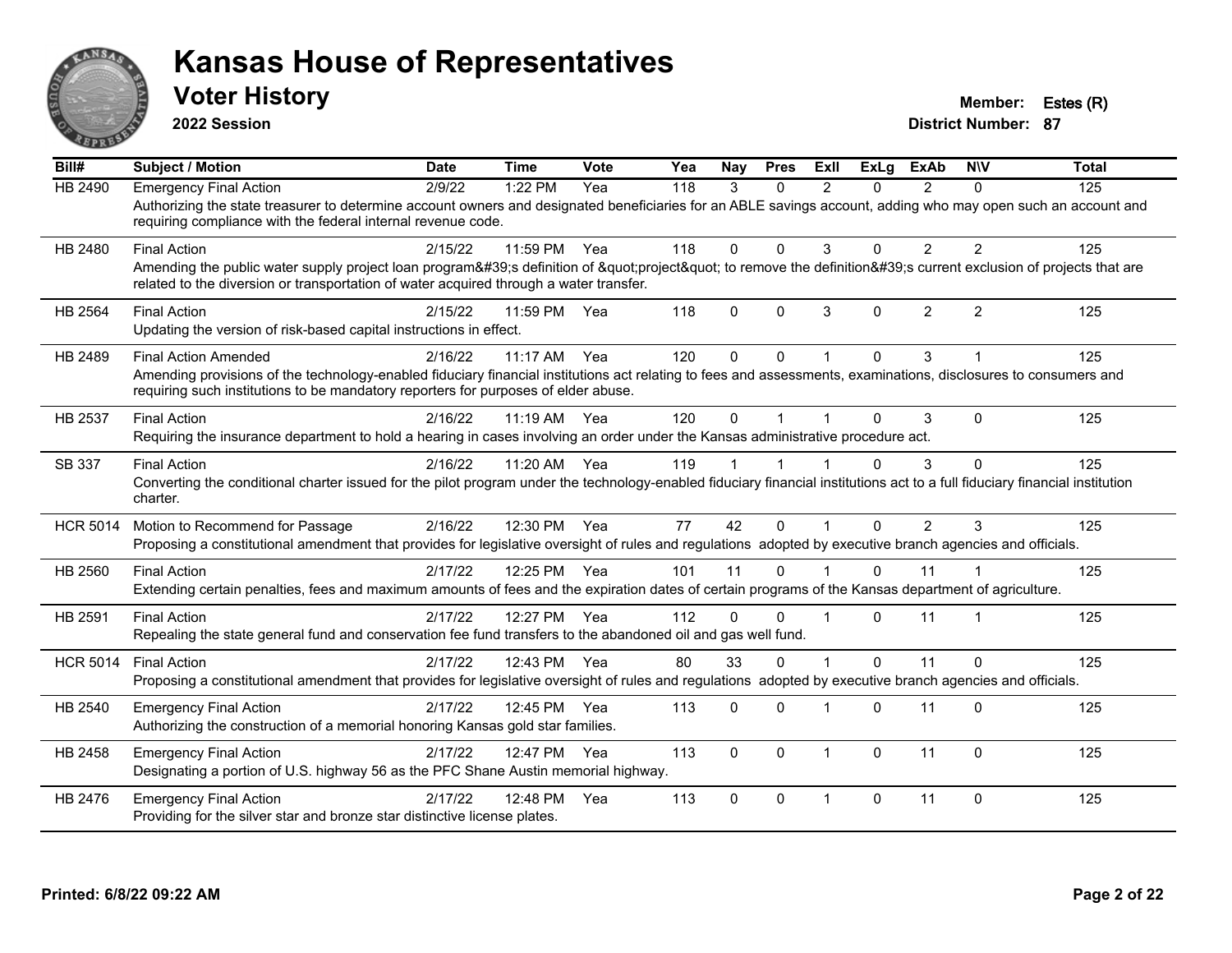# Kansas House of Representatives

## Voter History

**2022 Session**

**Member:** Estes (R)
**District Number:** 87

| Bill# | Subject / Motion | Date | Time | Vote | Yea | Nay | Pres | ExII | ExLg | ExAb | N\V | Total |
|---|---|---|---|---|---|---|---|---|---|---|---|---|
| HB 2490 | Emergency Final Action | 2/9/22 | 1:22 PM | Yea | 118 | 3 | 0 | 2 | 0 | 2 | 0 | 125 |
| | Authorizing the state treasurer to determine account owners and designated beneficiaries for an ABLE savings account, adding who may open such an account and requiring compliance with the federal internal revenue code. | | | | | | | | | | | |
| HB 2480 | Final Action | 2/15/22 | 11:59 PM | Yea | 118 | 0 | 0 | 3 | 0 | 2 | 2 | 125 |
| | Amending the public water supply project loan program&#39;s definition of &quot;project&quot; to remove the definition&#39;s current exclusion of projects that are related to the diversion or transportation of water acquired through a water transfer. | | | | | | | | | | | |
| HB 2564 | Final Action | 2/15/22 | 11:59 PM | Yea | 118 | 0 | 0 | 3 | 0 | 2 | 2 | 125 |
| | Updating the version of risk-based capital instructions in effect. | | | | | | | | | | | |
| HB 2489 | Final Action Amended | 2/16/22 | 11:17 AM | Yea | 120 | 0 | 0 | 1 | 0 | 3 | 1 | 125 |
| | Amending provisions of the technology-enabled fiduciary financial institutions act relating to fees and assessments, examinations, disclosures to consumers and requiring such institutions to be mandatory reporters for purposes of elder abuse. | | | | | | | | | | | |
| HB 2537 | Final Action | 2/16/22 | 11:19 AM | Yea | 120 | 0 | 1 | 1 | 0 | 3 | 0 | 125 |
| | Requiring the insurance department to hold a hearing in cases involving an order under the Kansas administrative procedure act. | | | | | | | | | | | |
| SB 337 | Final Action | 2/16/22 | 11:20 AM | Yea | 119 | 1 | 1 | 1 | 0 | 3 | 0 | 125 |
| | Converting the conditional charter issued for the pilot program under the technology-enabled fiduciary financial institutions act to a full fiduciary financial institution charter. | | | | | | | | | | | |
| HCR 5014 | Motion to Recommend for Passage | 2/16/22 | 12:30 PM | Yea | 77 | 42 | 0 | 1 | 0 | 2 | 3 | 125 |
| | Proposing a constitutional amendment that provides for legislative oversight of rules and regulations adopted by executive branch agencies and officials. | | | | | | | | | | | |
| HB 2560 | Final Action | 2/17/22 | 12:25 PM | Yea | 101 | 11 | 0 | 1 | 0 | 11 | 1 | 125 |
| | Extending certain penalties, fees and maximum amounts of fees and the expiration dates of certain programs of the Kansas department of agriculture. | | | | | | | | | | | |
| HB 2591 | Final Action | 2/17/22 | 12:27 PM | Yea | 112 | 0 | 0 | 1 | 0 | 11 | 1 | 125 |
| | Repealing the state general fund and conservation fee fund transfers to the abandoned oil and gas well fund. | | | | | | | | | | | |
| HCR 5014 | Final Action | 2/17/22 | 12:43 PM | Yea | 80 | 33 | 0 | 1 | 0 | 11 | 0 | 125 |
| | Proposing a constitutional amendment that provides for legislative oversight of rules and regulations adopted by executive branch agencies and officials. | | | | | | | | | | | |
| HB 2540 | Emergency Final Action | 2/17/22 | 12:45 PM | Yea | 113 | 0 | 0 | 1 | 0 | 11 | 0 | 125 |
| | Authorizing the construction of a memorial honoring Kansas gold star families. | | | | | | | | | | | |
| HB 2458 | Emergency Final Action | 2/17/22 | 12:47 PM | Yea | 113 | 0 | 0 | 1 | 0 | 11 | 0 | 125 |
| | Designating a portion of U.S. highway 56 as the PFC Shane Austin memorial highway. | | | | | | | | | | | |
| HB 2476 | Emergency Final Action | 2/17/22 | 12:48 PM | Yea | 113 | 0 | 0 | 1 | 0 | 11 | 0 | 125 |
| | Providing for the silver star and bronze star distinctive license plates. | | | | | | | | | | | |

**Printed: 6/8/22 09:22 AM**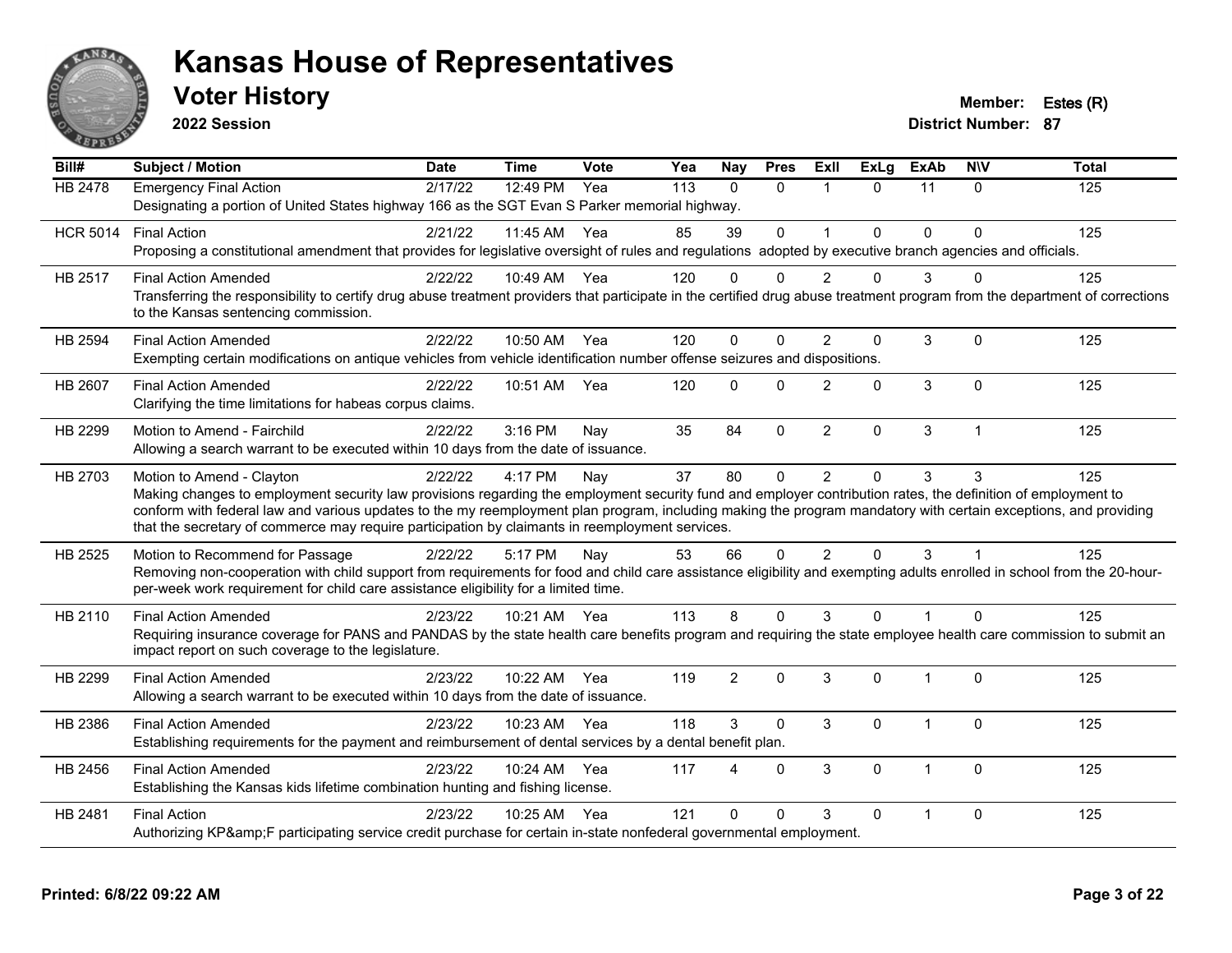# Kansas House of Representatives

## Voter History

**2022 Session**

**Member:** Estes (R)
**District Number:** 87

| Bill# | Subject / Motion | Date | Time | Vote | Yea | Nay | Pres | ExII | ExLg | ExAb | N\V | Total |
|---|---|---|---|---|---|---|---|---|---|---|---|---|
| HB 2478 | Emergency Final Action | 2/17/22 | 12:49 PM | Yea | 113 | 0 | 0 | 1 | 0 | 11 | 0 | 125 |
| | Designating a portion of United States highway 166 as the SGT Evan S Parker memorial highway. | | | | | | | | | | | |
| HCR 5014 | Final Action | 2/21/22 | 11:45 AM | Yea | 85 | 39 | 0 | 1 | 0 | 0 | 0 | 125 |
| | Proposing a constitutional amendment that provides for legislative oversight of rules and regulations adopted by executive branch agencies and officials. | | | | | | | | | | | |
| HB 2517 | Final Action Amended | 2/22/22 | 10:49 AM | Yea | 120 | 0 | 0 | 2 | 0 | 3 | 0 | 125 |
| | Transferring the responsibility to certify drug abuse treatment providers that participate in the certified drug abuse treatment program from the department of corrections to the Kansas sentencing commission. | | | | | | | | | | | |
| HB 2594 | Final Action Amended | 2/22/22 | 10:50 AM | Yea | 120 | 0 | 0 | 2 | 0 | 3 | 0 | 125 |
| | Exempting certain modifications on antique vehicles from vehicle identification number offense seizures and dispositions. | | | | | | | | | | | |
| HB 2607 | Final Action Amended | 2/22/22 | 10:51 AM | Yea | 120 | 0 | 0 | 2 | 0 | 3 | 0 | 125 |
| | Clarifying the time limitations for habeas corpus claims. | | | | | | | | | | | |
| HB 2299 | Motion to Amend - Fairchild | 2/22/22 | 3:16 PM | Nay | 35 | 84 | 0 | 2 | 0 | 3 | 1 | 125 |
| | Allowing a search warrant to be executed within 10 days from the date of issuance. | | | | | | | | | | | |
| HB 2703 | Motion to Amend - Clayton | 2/22/22 | 4:17 PM | Nay | 37 | 80 | 0 | 2 | 0 | 3 | 3 | 125 |
| | Making changes to employment security law provisions regarding the employment security fund and employer contribution rates, the definition of employment to conform with federal law and various updates to the my reemployment plan program, including making the program mandatory with certain exceptions, and providing that the secretary of commerce may require participation by claimants in reemployment services. | | | | | | | | | | | |
| HB 2525 | Motion to Recommend for Passage | 2/22/22 | 5:17 PM | Nay | 53 | 66 | 0 | 2 | 0 | 3 | 1 | 125 |
| | Removing non-cooperation with child support from requirements for food and child care assistance eligibility and exempting adults enrolled in school from the 20-hour-per-week work requirement for child care assistance eligibility for a limited time. | | | | | | | | | | | |
| HB 2110 | Final Action Amended | 2/23/22 | 10:21 AM | Yea | 113 | 8 | 0 | 3 | 0 | 1 | 0 | 125 |
| | Requiring insurance coverage for PANS and PANDAS by the state health care benefits program and requiring the state employee health care commission to submit an impact report on such coverage to the legislature. | | | | | | | | | | | |
| HB 2299 | Final Action Amended | 2/23/22 | 10:22 AM | Yea | 119 | 2 | 0 | 3 | 0 | 1 | 0 | 125 |
| | Allowing a search warrant to be executed within 10 days from the date of issuance. | | | | | | | | | | | |
| HB 2386 | Final Action Amended | 2/23/22 | 10:23 AM | Yea | 118 | 3 | 0 | 3 | 0 | 1 | 0 | 125 |
| | Establishing requirements for the payment and reimbursement of dental services by a dental benefit plan. | | | | | | | | | | | |
| HB 2456 | Final Action Amended | 2/23/22 | 10:24 AM | Yea | 117 | 4 | 0 | 3 | 0 | 1 | 0 | 125 |
| | Establishing the Kansas kids lifetime combination hunting and fishing license. | | | | | | | | | | | |
| HB 2481 | Final Action | 2/23/22 | 10:25 AM | Yea | 121 | 0 | 0 | 3 | 0 | 1 | 0 | 125 |
| | Authorizing KP&amp;F participating service credit purchase for certain in-state nonfederal governmental employment. | | | | | | | | | | | |

**Printed: 6/8/22 09:22 AM**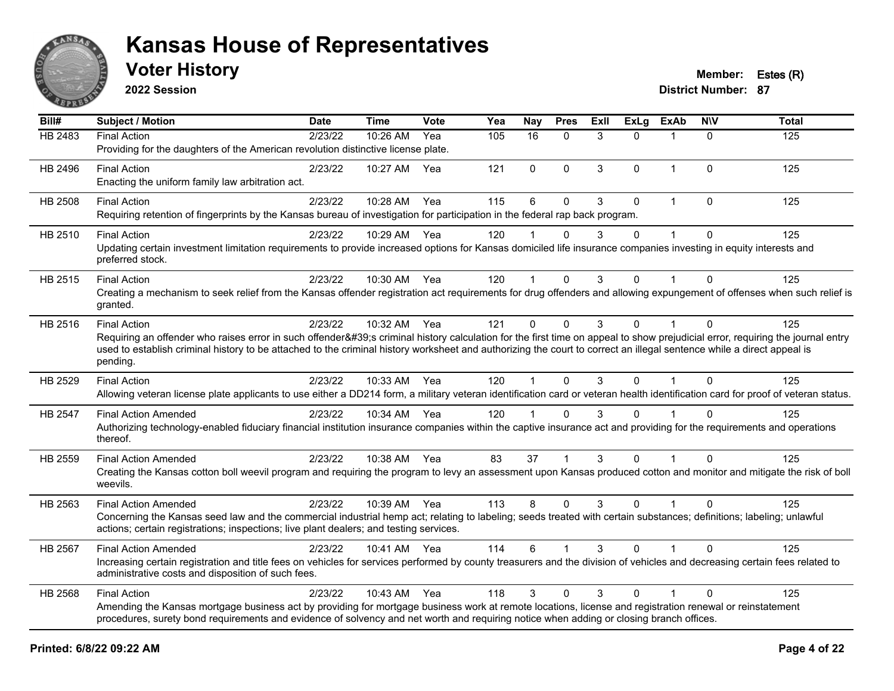# Kansas House of Representatives

## Voter History

**2022 Session**

**Member:** Estes (R)
**District Number:** 87

| Bill# | Subject / Motion | Date | Time | Vote | Yea | Nay | Pres | ExII | ExLg | ExAb | N\V | Total |
|---|---|---|---|---|---|---|---|---|---|---|---|---|
| HB 2483 | Final Action<br>Providing for the daughters of the American revolution distinctive license plate. | 2/23/22 | 10:26 AM | Yea | 105 | 16 | 0 | 3 | 0 | 1 | 0 | 125 |
| HB 2496 | Final Action<br>Enacting the uniform family law arbitration act. | 2/23/22 | 10:27 AM | Yea | 121 | 0 | 0 | 3 | 0 | 1 | 0 | 125 |
| HB 2508 | Final Action<br>Requiring retention of fingerprints by the Kansas bureau of investigation for participation in the federal rap back program. | 2/23/22 | 10:28 AM | Yea | 115 | 6 | 0 | 3 | 0 | 1 | 0 | 125 |
| HB 2510 | Final Action<br>Updating certain investment limitation requirements to provide increased options for Kansas domiciled life insurance companies investing in equity interests and preferred stock. | 2/23/22 | 10:29 AM | Yea | 120 | 1 | 0 | 3 | 0 | 1 | 0 | 125 |
| HB 2515 | Final Action<br>Creating a mechanism to seek relief from the Kansas offender registration act requirements for drug offenders and allowing expungement of offenses when such relief is granted. | 2/23/22 | 10:30 AM | Yea | 120 | 1 | 0 | 3 | 0 | 1 | 0 | 125 |
| HB 2516 | Final Action<br>Requiring an offender who raises error in such offender&#39;s criminal history calculation for the first time on appeal to show prejudicial error, requiring the journal entry used to establish criminal history to be attached to the criminal history worksheet and authorizing the court to correct an illegal sentence while a direct appeal is pending. | 2/23/22 | 10:32 AM | Yea | 121 | 0 | 0 | 3 | 0 | 1 | 0 | 125 |
| HB 2529 | Final Action<br>Allowing veteran license plate applicants to use either a DD214 form, a military veteran identification card or veteran health identification card for proof of veteran status. | 2/23/22 | 10:33 AM | Yea | 120 | 1 | 0 | 3 | 0 | 1 | 0 | 125 |
| HB 2547 | Final Action Amended<br>Authorizing technology-enabled fiduciary financial institution insurance companies within the captive insurance act and providing for the requirements and operations thereof. | 2/23/22 | 10:34 AM | Yea | 120 | 1 | 0 | 3 | 0 | 1 | 0 | 125 |
| HB 2559 | Final Action Amended<br>Creating the Kansas cotton boll weevil program and requiring the program to levy an assessment upon Kansas produced cotton and monitor and mitigate the risk of boll weevils. | 2/23/22 | 10:38 AM | Yea | 83 | 37 | 1 | 3 | 0 | 1 | 0 | 125 |
| HB 2563 | Final Action Amended<br>Concerning the Kansas seed law and the commercial industrial hemp act; relating to labeling; seeds treated with certain substances; definitions; labeling; unlawful actions; certain registrations; inspections; live plant dealers; and testing services. | 2/23/22 | 10:39 AM | Yea | 113 | 8 | 0 | 3 | 0 | 1 | 0 | 125 |
| HB 2567 | Final Action Amended<br>Increasing certain registration and title fees on vehicles for services performed by county treasurers and the division of vehicles and decreasing certain fees related to administrative costs and disposition of such fees. | 2/23/22 | 10:41 AM | Yea | 114 | 6 | 1 | 3 | 0 | 1 | 0 | 125 |
| HB 2568 | Final Action<br>Amending the Kansas mortgage business act by providing for mortgage business work at remote locations, license and registration renewal or reinstatement procedures, surety bond requirements and evidence of solvency and net worth and requiring notice when adding or closing branch offices. | 2/23/22 | 10:43 AM | Yea | 118 | 3 | 0 | 3 | 0 | 1 | 0 | 125 |

**Printed: 6/8/22 09:22 AM**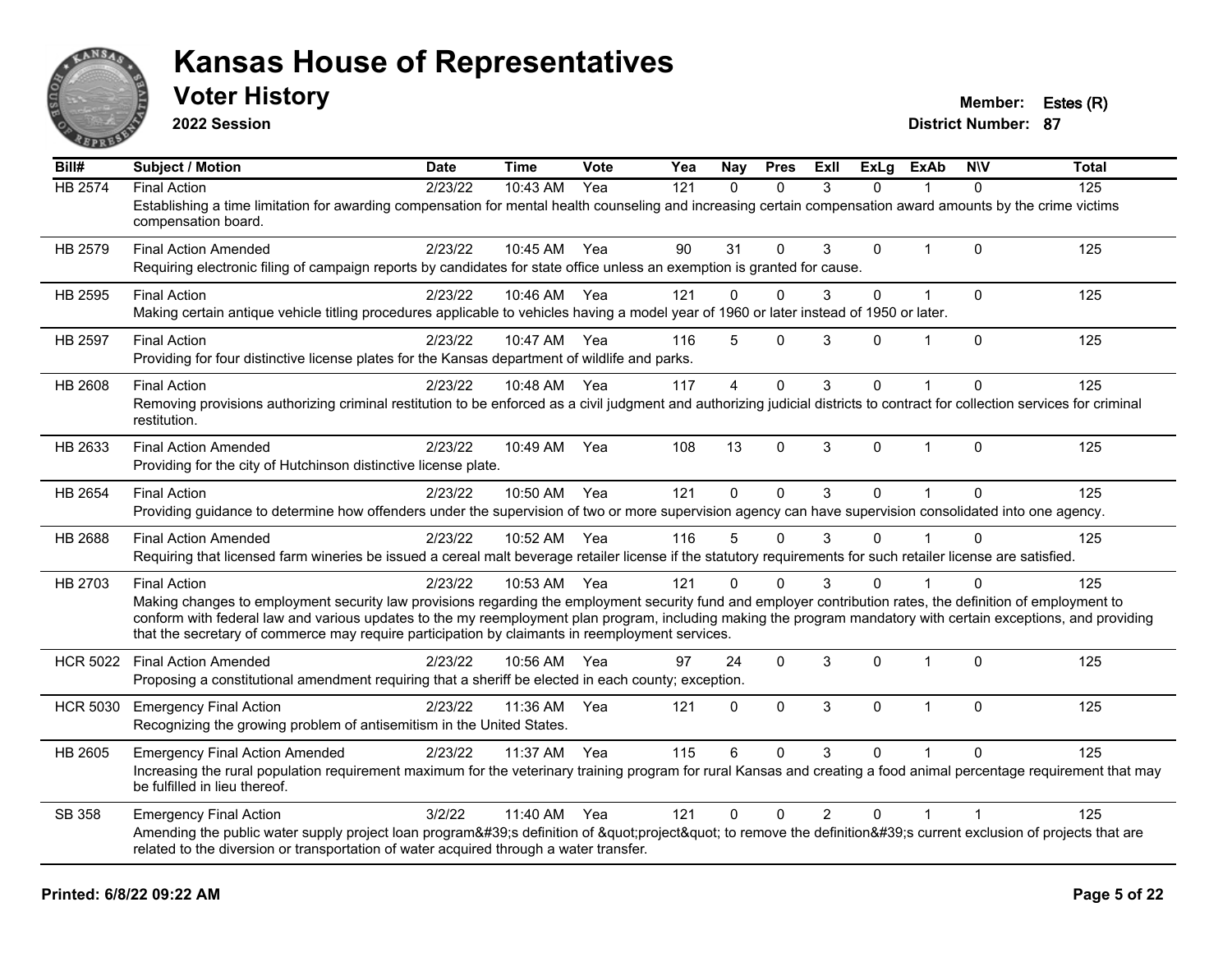# Kansas House of Representatives

## Voter History

**2022 Session**

**Member:** Estes (R)
**District Number:** 87

| Bill# | Subject / Motion | Date | Time | Vote | Yea | Nay | Pres | ExIl | ExLg | ExAb | N\V | Total |
|---|---|---|---|---|---|---|---|---|---|---|---|---|
| HB 2574 | Final Action | 2/23/22 | 10:43 AM | Yea | 121 | 0 | 0 | 3 | 0 | 1 | 0 | 125 |
| | Establishing a time limitation for awarding compensation for mental health counseling and increasing certain compensation award amounts by the crime victims compensation board. | | | | | | | | | | | |
| HB 2579 | Final Action Amended | 2/23/22 | 10:45 AM | Yea | 90 | 31 | 0 | 3 | 0 | 1 | 0 | 125 |
| | Requiring electronic filing of campaign reports by candidates for state office unless an exemption is granted for cause. | | | | | | | | | | | |
| HB 2595 | Final Action | 2/23/22 | 10:46 AM | Yea | 121 | 0 | 0 | 3 | 0 | 1 | 0 | 125 |
| | Making certain antique vehicle titling procedures applicable to vehicles having a model year of 1960 or later instead of 1950 or later. | | | | | | | | | | | |
| HB 2597 | Final Action | 2/23/22 | 10:47 AM | Yea | 116 | 5 | 0 | 3 | 0 | 1 | 0 | 125 |
| | Providing for four distinctive license plates for the Kansas department of wildlife and parks. | | | | | | | | | | | |
| HB 2608 | Final Action | 2/23/22 | 10:48 AM | Yea | 117 | 4 | 0 | 3 | 0 | 1 | 0 | 125 |
| | Removing provisions authorizing criminal restitution to be enforced as a civil judgment and authorizing judicial districts to contract for collection services for criminal restitution. | | | | | | | | | | | |
| HB 2633 | Final Action Amended | 2/23/22 | 10:49 AM | Yea | 108 | 13 | 0 | 3 | 0 | 1 | 0 | 125 |
| | Providing for the city of Hutchinson distinctive license plate. | | | | | | | | | | | |
| HB 2654 | Final Action | 2/23/22 | 10:50 AM | Yea | 121 | 0 | 0 | 3 | 0 | 1 | 0 | 125 |
| | Providing guidance to determine how offenders under the supervision of two or more supervision agency can have supervision consolidated into one agency. | | | | | | | | | | | |
| HB 2688 | Final Action Amended | 2/23/22 | 10:52 AM | Yea | 116 | 5 | 0 | 3 | 0 | 1 | 0 | 125 |
| | Requiring that licensed farm wineries be issued a cereal malt beverage retailer license if the statutory requirements for such retailer license are satisfied. | | | | | | | | | | | |
| HB 2703 | Final Action | 2/23/22 | 10:53 AM | Yea | 121 | 0 | 0 | 3 | 0 | 1 | 0 | 125 |
| | Making changes to employment security law provisions regarding the employment security fund and employer contribution rates, the definition of employment to conform with federal law and various updates to the my reemployment plan program, including making the program mandatory with certain exceptions, and providing that the secretary of commerce may require participation by claimants in reemployment services. | | | | | | | | | | | |
| HCR 5022 | Final Action Amended | 2/23/22 | 10:56 AM | Yea | 97 | 24 | 0 | 3 | 0 | 1 | 0 | 125 |
| | Proposing a constitutional amendment requiring that a sheriff be elected in each county; exception. | | | | | | | | | | | |
| HCR 5030 | Emergency Final Action | 2/23/22 | 11:36 AM | Yea | 121 | 0 | 0 | 3 | 0 | 1 | 0 | 125 |
| | Recognizing the growing problem of antisemitism in the United States. | | | | | | | | | | | |
| HB 2605 | Emergency Final Action Amended | 2/23/22 | 11:37 AM | Yea | 115 | 6 | 0 | 3 | 0 | 1 | 0 | 125 |
| | Increasing the rural population requirement maximum for the veterinary training program for rural Kansas and creating a food animal percentage requirement that may be fulfilled in lieu thereof. | | | | | | | | | | | |
| SB 358 | Emergency Final Action | 3/2/22 | 11:40 AM | Yea | 121 | 0 | 0 | 2 | 0 | 1 | 1 | 125 |
| | Amending the public water supply project loan program&#39;s definition of &quot;project&quot; to remove the definition&#39;s current exclusion of projects that are related to the diversion or transportation of water acquired through a water transfer. | | | | | | | | | | | |

**Printed: 6/8/22 09:22 AM**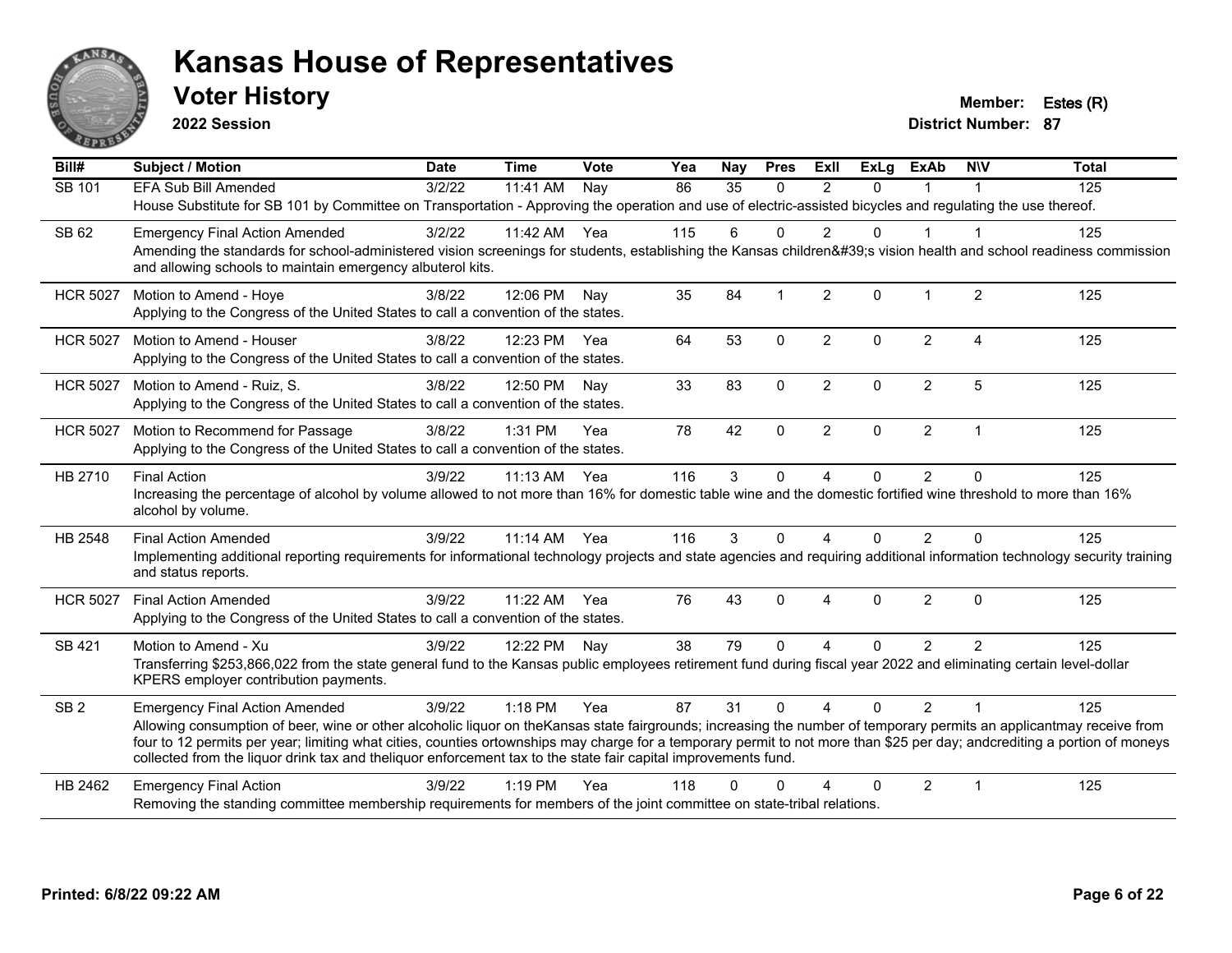# Kansas House of Representatives

## Voter History

**2022 Session**

**Member:** Estes (R)
**District Number:** 87

| Bill# | Subject / Motion | Date | Time | Vote | Yea | Nay | Pres | ExII | ExLg | ExAb | N\V | Total |
|---|---|---|---|---|---|---|---|---|---|---|---|---|
| SB 101 | EFA Sub Bill Amended | 3/2/22 | 11:41 AM | Nay | 86 | 35 | 0 | 2 | 0 | 1 | 1 | 125 |
| | House Substitute for SB 101 by Committee on Transportation - Approving the operation and use of electric-assisted bicycles and regulating the use thereof. | | | | | | | | | | | |
| SB 62 | Emergency Final Action Amended | 3/2/22 | 11:42 AM | Yea | 115 | 6 | 0 | 2 | 0 | 1 | 1 | 125 |
| | Amending the standards for school-administered vision screenings for students, establishing the Kansas children&#39;s vision health and school readiness commission and allowing schools to maintain emergency albuterol kits. | | | | | | | | | | | |
| HCR 5027 | Motion to Amend - Hoye | 3/8/22 | 12:06 PM | Nay | 35 | 84 | 1 | 2 | 0 | 1 | 2 | 125 |
| | Applying to the Congress of the United States to call a convention of the states. | | | | | | | | | | | |
| HCR 5027 | Motion to Amend - Houser | 3/8/22 | 12:23 PM | Yea | 64 | 53 | 0 | 2 | 0 | 2 | 4 | 125 |
| | Applying to the Congress of the United States to call a convention of the states. | | | | | | | | | | | |
| HCR 5027 | Motion to Amend - Ruiz, S. | 3/8/22 | 12:50 PM | Nay | 33 | 83 | 0 | 2 | 0 | 2 | 5 | 125 |
| | Applying to the Congress of the United States to call a convention of the states. | | | | | | | | | | | |
| HCR 5027 | Motion to Recommend for Passage | 3/8/22 | 1:31 PM | Yea | 78 | 42 | 0 | 2 | 0 | 2 | 1 | 125 |
| | Applying to the Congress of the United States to call a convention of the states. | | | | | | | | | | | |
| HB 2710 | Final Action | 3/9/22 | 11:13 AM | Yea | 116 | 3 | 0 | 4 | 0 | 2 | 0 | 125 |
| | Increasing the percentage of alcohol by volume allowed to not more than 16% for domestic table wine and the domestic fortified wine threshold to more than 16% alcohol by volume. | | | | | | | | | | | |
| HB 2548 | Final Action Amended | 3/9/22 | 11:14 AM | Yea | 116 | 3 | 0 | 4 | 0 | 2 | 0 | 125 |
| | Implementing additional reporting requirements for informational technology projects and state agencies and requiring additional information technology security training and status reports. | | | | | | | | | | | |
| HCR 5027 | Final Action Amended | 3/9/22 | 11:22 AM | Yea | 76 | 43 | 0 | 4 | 0 | 2 | 0 | 125 |
| | Applying to the Congress of the United States to call a convention of the states. | | | | | | | | | | | |
| SB 421 | Motion to Amend - Xu | 3/9/22 | 12:22 PM | Nay | 38 | 79 | 0 | 4 | 0 | 2 | 2 | 125 |
| | Transferring $253,866,022 from the state general fund to the Kansas public employees retirement fund during fiscal year 2022 and eliminating certain level-dollar KPERS employer contribution payments. | | | | | | | | | | | |
| SB 2 | Emergency Final Action Amended | 3/9/22 | 1:18 PM | Yea | 87 | 31 | 0 | 4 | 0 | 2 | 1 | 125 |
| | Allowing consumption of beer, wine or other alcoholic liquor on theKansas state fairgrounds; increasing the number of temporary permits an applicantmay receive from four to 12 permits per year; limiting what cities, counties ortownships may charge for a temporary permit to not more than $25 per day; andcrediting a portion of moneys collected from the liquor drink tax and theliquor enforcement tax to the state fair capital improvements fund. | | | | | | | | | | | |
| HB 2462 | Emergency Final Action | 3/9/22 | 1:19 PM | Yea | 118 | 0 | 0 | 4 | 0 | 2 | 1 | 125 |
| | Removing the standing committee membership requirements for members of the joint committee on state-tribal relations. | | | | | | | | | | | |

**Printed: 6/8/22 09:22 AM**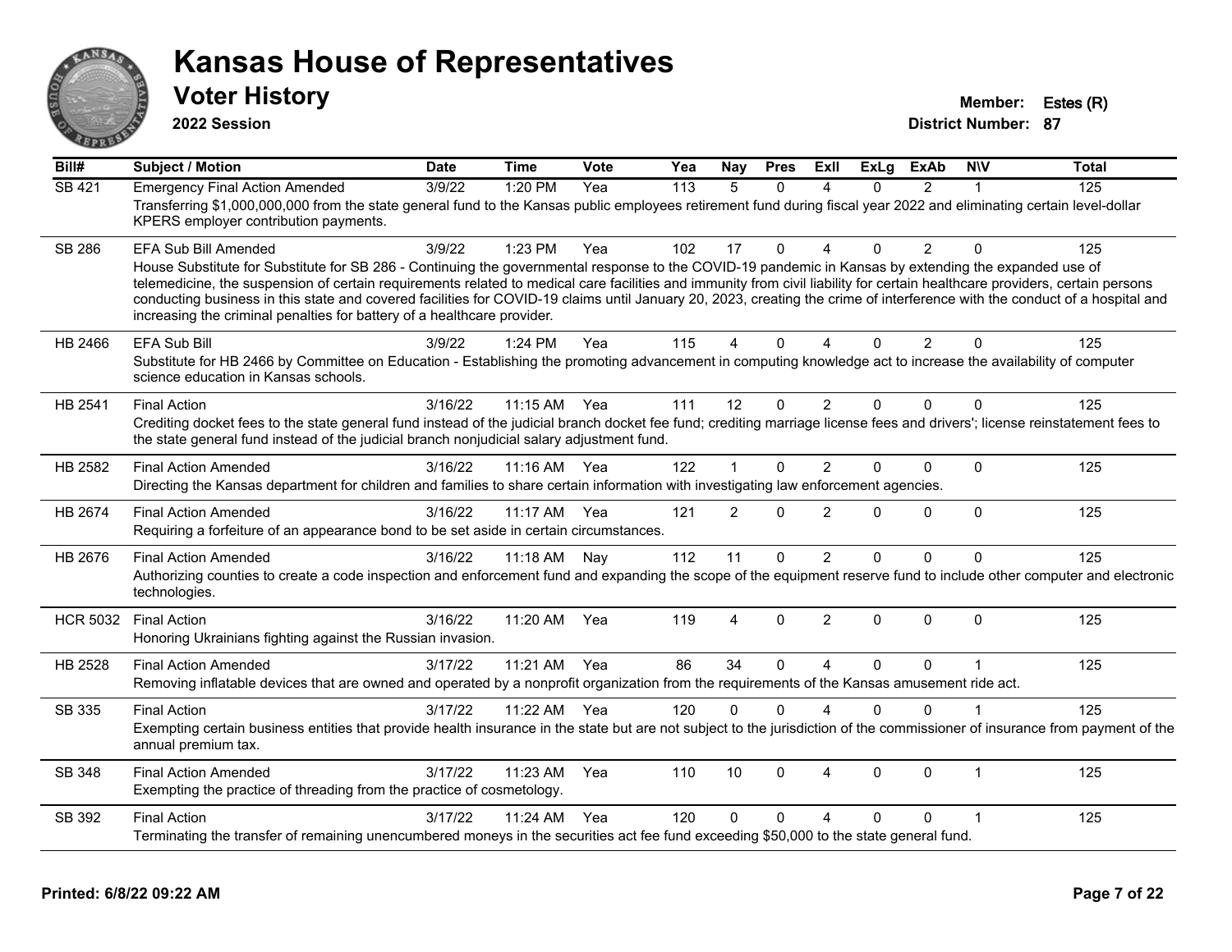# Kansas House of Representatives

## Voter History

**2022 Session**

**Member:** Estes (R)
**District Number:** 87

| Bill# | Subject / Motion | Date | Time | Vote | Yea | Nay | Pres | ExII | ExLg | ExAb | N\V | Total |
|---|---|---|---|---|---|---|---|---|---|---|---|---|
| SB 421 | Emergency Final Action Amended | 3/9/22 | 1:20 PM | Yea | 113 | 5 | 0 | 4 | 0 | 2 | 1 | 125 |
| | Transferring $1,000,000,000 from the state general fund to the Kansas public employees retirement fund during fiscal year 2022 and eliminating certain level-dollar KPERS employer contribution payments. | | | | | | | | | | | |
| SB 286 | EFA Sub Bill Amended | 3/9/22 | 1:23 PM | Yea | 102 | 17 | 0 | 4 | 0 | 2 | 0 | 125 |
| | House Substitute for Substitute for SB 286 - Continuing the governmental response to the COVID-19 pandemic in Kansas by extending the expanded use of telemedicine, the suspension of certain requirements related to medical care facilities and immunity from civil liability for certain healthcare providers, certain persons conducting business in this state and covered facilities for COVID-19 claims until January 20, 2023, creating the crime of interference with the conduct of a hospital and increasing the criminal penalties for battery of a healthcare provider. | | | | | | | | | | | |
| HB 2466 | EFA Sub Bill | 3/9/22 | 1:24 PM | Yea | 115 | 4 | 0 | 4 | 0 | 2 | 0 | 125 |
| | Substitute for HB 2466 by Committee on Education - Establishing the promoting advancement in computing knowledge act to increase the availability of computer science education in Kansas schools. | | | | | | | | | | | |
| HB 2541 | Final Action | 3/16/22 | 11:15 AM | Yea | 111 | 12 | 0 | 2 | 0 | 0 | 0 | 125 |
| | Crediting docket fees to the state general fund instead of the judicial branch docket fee fund; crediting marriage license fees and drivers'; license reinstatement fees to the state general fund instead of the judicial branch nonjudicial salary adjustment fund. | | | | | | | | | | | |
| HB 2582 | Final Action Amended | 3/16/22 | 11:16 AM | Yea | 122 | 1 | 0 | 2 | 0 | 0 | 0 | 125 |
| | Directing the Kansas department for children and families to share certain information with investigating law enforcement agencies. | | | | | | | | | | | |
| HB 2674 | Final Action Amended | 3/16/22 | 11:17 AM | Yea | 121 | 2 | 0 | 2 | 0 | 0 | 0 | 125 |
| | Requiring a forfeiture of an appearance bond to be set aside in certain circumstances. | | | | | | | | | | | |
| HB 2676 | Final Action Amended | 3/16/22 | 11:18 AM | Nay | 112 | 11 | 0 | 2 | 0 | 0 | 0 | 125 |
| | Authorizing counties to create a code inspection and enforcement fund and expanding the scope of the equipment reserve fund to include other computer and electronic technologies. | | | | | | | | | | | |
| HCR 5032 | Final Action | 3/16/22 | 11:20 AM | Yea | 119 | 4 | 0 | 2 | 0 | 0 | 0 | 125 |
| | Honoring Ukrainians fighting against the Russian invasion. | | | | | | | | | | | |
| HB 2528 | Final Action Amended | 3/17/22 | 11:21 AM | Yea | 86 | 34 | 0 | 4 | 0 | 0 | 1 | 125 |
| | Removing inflatable devices that are owned and operated by a nonprofit organization from the requirements of the Kansas amusement ride act. | | | | | | | | | | | |
| SB 335 | Final Action | 3/17/22 | 11:22 AM | Yea | 120 | 0 | 0 | 4 | 0 | 0 | 1 | 125 |
| | Exempting certain business entities that provide health insurance in the state but are not subject to the jurisdiction of the commissioner of insurance from payment of the annual premium tax. | | | | | | | | | | | |
| SB 348 | Final Action Amended | 3/17/22 | 11:23 AM | Yea | 110 | 10 | 0 | 4 | 0 | 0 | 1 | 125 |
| | Exempting the practice of threading from the practice of cosmetology. | | | | | | | | | | | |
| SB 392 | Final Action | 3/17/22 | 11:24 AM | Yea | 120 | 0 | 0 | 4 | 0 | 0 | 1 | 125 |
| | Terminating the transfer of remaining unencumbered moneys in the securities act fee fund exceeding $50,000 to the state general fund. | | | | | | | | | | | |

**Printed: 6/8/22 09:22 AM**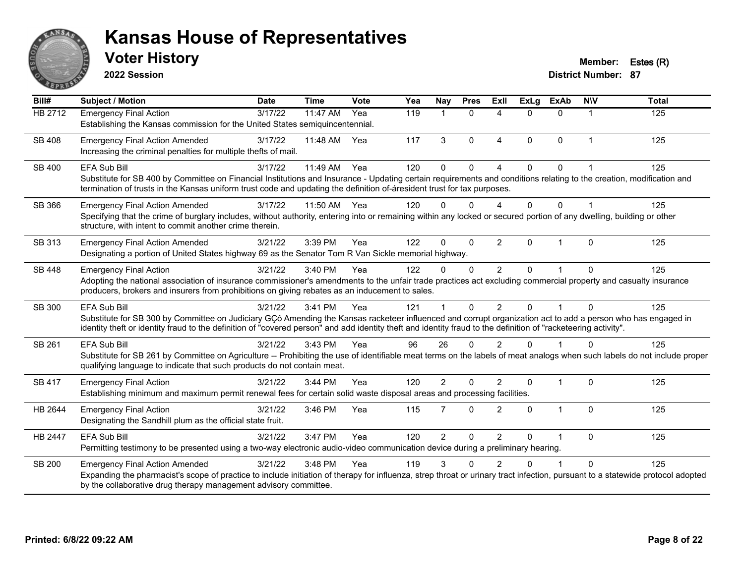# Kansas House of Representatives

## Voter History

**2022 Session**

**Member:** Estes (R)
**District Number:** 87

| Bill# | Subject / Motion | Date | Time | Vote | Yea | Nay | Pres | ExII | ExLg | ExAb | N\V | Total |
|---|---|---|---|---|---|---|---|---|---|---|---|---|
| HB 2712 | Emergency Final Action<br>Establishing the Kansas commission for the United States semiquincentennial. | 3/17/22 | 11:47 AM | Yea | 119 | 1 | 0 | 4 | 0 | 0 | 1 | 125 |
| SB 408 | Emergency Final Action Amended<br>Increasing the criminal penalties for multiple thefts of mail. | 3/17/22 | 11:48 AM | Yea | 117 | 3 | 0 | 4 | 0 | 0 | 1 | 125 |
| SB 400 | EFA Sub Bill<br>Substitute for SB 400 by Committee on Financial Institutions and Insurance - Updating certain requirements and conditions relating to the creation, modification and termination of trusts in the Kansas uniform trust code and updating the definition of-áresident trust for tax purposes. | 3/17/22 | 11:49 AM | Yea | 120 | 0 | 0 | 4 | 0 | 0 | 1 | 125 |
| SB 366 | Emergency Final Action Amended<br>Specifying that the crime of burglary includes, without authority, entering into or remaining within any locked or secured portion of any dwelling, building or other structure, with intent to commit another crime therein. | 3/17/22 | 11:50 AM | Yea | 120 | 0 | 0 | 4 | 0 | 0 | 1 | 125 |
| SB 313 | Emergency Final Action Amended<br>Designating a portion of United States highway 69 as the Senator Tom R Van Sickle memorial highway. | 3/21/22 | 3:39 PM | Yea | 122 | 0 | 0 | 2 | 0 | 1 | 0 | 125 |
| SB 448 | Emergency Final Action<br>Adopting the national association of insurance commissioner's amendments to the unfair trade practices act excluding commercial property and casualty insurance producers, brokers and insurers from prohibitions on giving rebates as an inducement to sales. | 3/21/22 | 3:40 PM | Yea | 122 | 0 | 0 | 2 | 0 | 1 | 0 | 125 |
| SB 300 | EFA Sub Bill<br>Substitute for SB 300 by Committee on Judiciary GÇô Amending the Kansas racketeer influenced and corrupt organization act to add a person who has engaged in identity theft or identity fraud to the definition of "covered person" and add identity theft and identity fraud to the definition of "racketeering activity". | 3/21/22 | 3:41 PM | Yea | 121 | 1 | 0 | 2 | 0 | 1 | 0 | 125 |
| SB 261 | EFA Sub Bill<br>Substitute for SB 261 by Committee on Agriculture -- Prohibiting the use of identifiable meat terms on the labels of meat analogs when such labels do not include proper qualifying language to indicate that such products do not contain meat. | 3/21/22 | 3:43 PM | Yea | 96 | 26 | 0 | 2 | 0 | 1 | 0 | 125 |
| SB 417 | Emergency Final Action<br>Establishing minimum and maximum permit renewal fees for certain solid waste disposal areas and processing facilities. | 3/21/22 | 3:44 PM | Yea | 120 | 2 | 0 | 2 | 0 | 1 | 0 | 125 |
| HB 2644 | Emergency Final Action<br>Designating the Sandhill plum as the official state fruit. | 3/21/22 | 3:46 PM | Yea | 115 | 7 | 0 | 2 | 0 | 1 | 0 | 125 |
| HB 2447 | EFA Sub Bill<br>Permitting testimony to be presented using a two-way electronic audio-video communication device during a preliminary hearing. | 3/21/22 | 3:47 PM | Yea | 120 | 2 | 0 | 2 | 0 | 1 | 0 | 125 |
| SB 200 | Emergency Final Action Amended<br>Expanding the pharmacist's scope of practice to include initiation of therapy for influenza, strep throat or urinary tract infection, pursuant to a statewide protocol adopted by the collaborative drug therapy management advisory committee. | 3/21/22 | 3:48 PM | Yea | 119 | 3 | 0 | 2 | 0 | 1 | 0 | 125 |

**Printed: 6/8/22 09:22 AM**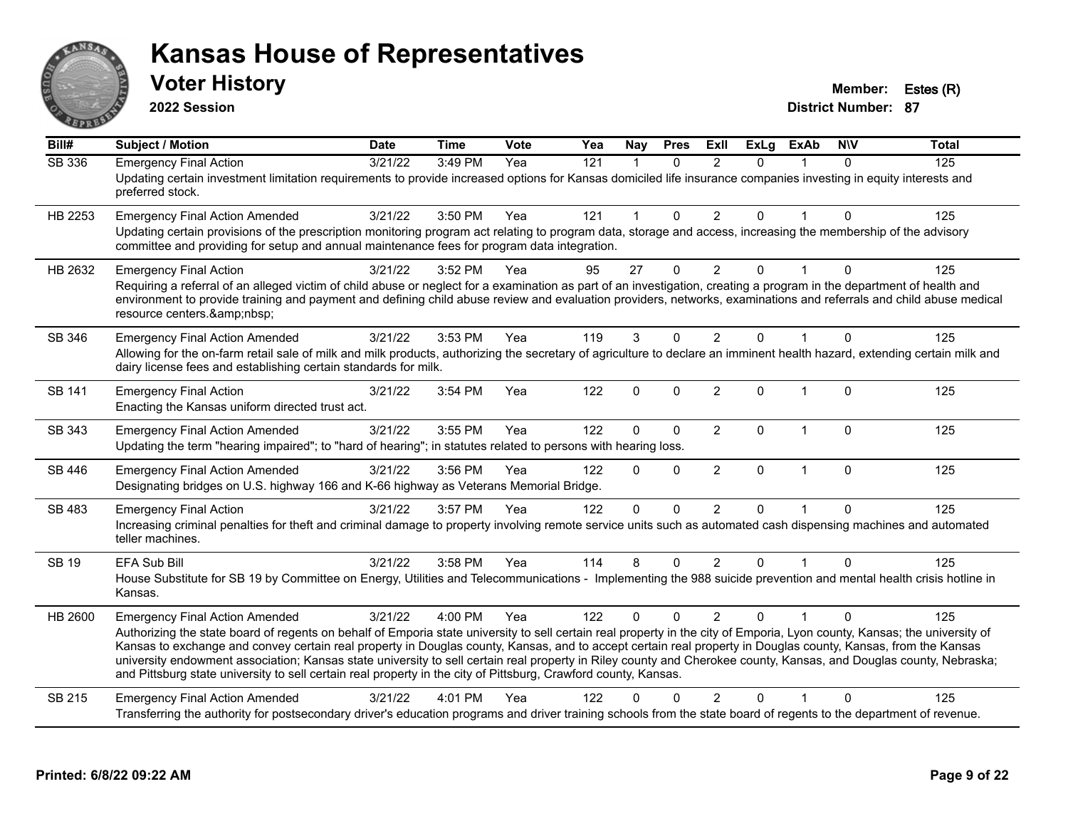# Kansas House of Representatives

## Voter History

**2022 Session**

**Member:** Estes (R)
**District Number:** 87

| Bill# | Subject / Motion | Date | Time | Vote | Yea | Nay | Pres | ExII | ExLg | ExAb | N\V | Total |
|---|---|---|---|---|---|---|---|---|---|---|---|---|
| SB 336 | Emergency Final Action | 3/21/22 | 3:49 PM | Yea | 121 | 1 | 0 | 2 | 0 | 1 | 0 | 125 |
| | Updating certain investment limitation requirements to provide increased options for Kansas domiciled life insurance companies investing in equity interests and preferred stock. | | | | | | | | | | | |
| HB 2253 | Emergency Final Action Amended | 3/21/22 | 3:50 PM | Yea | 121 | 1 | 0 | 2 | 0 | 1 | 0 | 125 |
| | Updating certain provisions of the prescription monitoring program act relating to program data, storage and access, increasing the membership of the advisory committee and providing for setup and annual maintenance fees for program data integration. | | | | | | | | | | | |
| HB 2632 | Emergency Final Action | 3/21/22 | 3:52 PM | Yea | 95 | 27 | 0 | 2 | 0 | 1 | 0 | 125 |
| | Requiring a referral of an alleged victim of child abuse or neglect for a examination as part of an investigation, creating a program in the department of health and environment to provide training and payment and defining child abuse review and evaluation providers, networks, examinations and referrals and child abuse medical resource centers.&amp;nbsp; | | | | | | | | | | | |
| SB 346 | Emergency Final Action Amended | 3/21/22 | 3:53 PM | Yea | 119 | 3 | 0 | 2 | 0 | 1 | 0 | 125 |
| | Allowing for the on-farm retail sale of milk and milk products, authorizing the secretary of agriculture to declare an imminent health hazard, extending certain milk and dairy license fees and establishing certain standards for milk. | | | | | | | | | | | |
| SB 141 | Emergency Final Action | 3/21/22 | 3:54 PM | Yea | 122 | 0 | 0 | 2 | 0 | 1 | 0 | 125 |
| | Enacting the Kansas uniform directed trust act. | | | | | | | | | | | |
| SB 343 | Emergency Final Action Amended | 3/21/22 | 3:55 PM | Yea | 122 | 0 | 0 | 2 | 0 | 1 | 0 | 125 |
| | Updating the term "hearing impaired"; to "hard of hearing"; in statutes related to persons with hearing loss. | | | | | | | | | | | |
| SB 446 | Emergency Final Action Amended | 3/21/22 | 3:56 PM | Yea | 122 | 0 | 0 | 2 | 0 | 1 | 0 | 125 |
| | Designating bridges on U.S. highway 166 and K-66 highway as Veterans Memorial Bridge. | | | | | | | | | | | |
| SB 483 | Emergency Final Action | 3/21/22 | 3:57 PM | Yea | 122 | 0 | 0 | 2 | 0 | 1 | 0 | 125 |
| | Increasing criminal penalties for theft and criminal damage to property involving remote service units such as automated cash dispensing machines and automated teller machines. | | | | | | | | | | | |
| SB 19 | EFA Sub Bill | 3/21/22 | 3:58 PM | Yea | 114 | 8 | 0 | 2 | 0 | 1 | 0 | 125 |
| | House Substitute for SB 19 by Committee on Energy, Utilities and Telecommunications - Implementing the 988 suicide prevention and mental health crisis hotline in Kansas. | | | | | | | | | | | |
| HB 2600 | Emergency Final Action Amended | 3/21/22 | 4:00 PM | Yea | 122 | 0 | 0 | 2 | 0 | 1 | 0 | 125 |
| | Authorizing the state board of regents on behalf of Emporia state university to sell certain real property in the city of Emporia, Lyon county, Kansas; the university of Kansas to exchange and convey certain real property in Douglas county, Kansas, and to accept certain real property in Douglas county, Kansas, from the Kansas university endowment association; Kansas state university to sell certain real property in Riley county and Cherokee county, Kansas, and Douglas county, Nebraska; and Pittsburg state university to sell certain real property in the city of Pittsburg, Crawford county, Kansas. | | | | | | | | | | | |
| SB 215 | Emergency Final Action Amended | 3/21/22 | 4:01 PM | Yea | 122 | 0 | 0 | 2 | 0 | 1 | 0 | 125 |
| | Transferring the authority for postsecondary driver's education programs and driver training schools from the state board of regents to the department of revenue. | | | | | | | | | | | |

**Printed: 6/8/22 09:22 AM**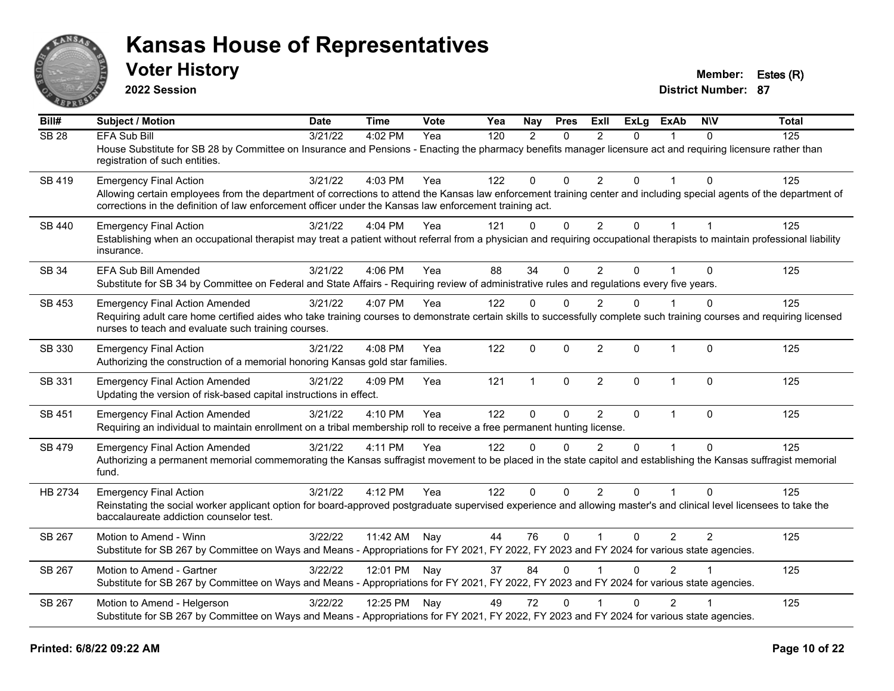# Kansas House of Representatives

## Voter History

**2022 Session**

**Member:** Estes (R)
**District Number:** 87

| Bill# | Subject / Motion | Date | Time | Vote | Yea | Nay | Pres | ExII | ExLg | ExAb | N\V | Total |
|---|---|---|---|---|---|---|---|---|---|---|---|---|
| SB 28 | EFA Sub Bill | 3/21/22 | 4:02 PM | Yea | 120 | 2 | 0 | 2 | 0 | 1 | 0 | 125 |
| | House Substitute for SB 28 by Committee on Insurance and Pensions - Enacting the pharmacy benefits manager licensure act and requiring licensure rather than registration of such entities. | | | | | | | | | | | |
| SB 419 | Emergency Final Action | 3/21/22 | 4:03 PM | Yea | 122 | 0 | 0 | 2 | 0 | 1 | 0 | 125 |
| | Allowing certain employees from the department of corrections to attend the Kansas law enforcement training center and including special agents of the department of corrections in the definition of law enforcement officer under the Kansas law enforcement training act. | | | | | | | | | | | |
| SB 440 | Emergency Final Action | 3/21/22 | 4:04 PM | Yea | 121 | 0 | 0 | 2 | 0 | 1 | 1 | 125 |
| | Establishing when an occupational therapist may treat a patient without referral from a physician and requiring occupational therapists to maintain professional liability insurance. | | | | | | | | | | | |
| SB 34 | EFA Sub Bill Amended | 3/21/22 | 4:06 PM | Yea | 88 | 34 | 0 | 2 | 0 | 1 | 0 | 125 |
| | Substitute for SB 34 by Committee on Federal and State Affairs - Requiring review of administrative rules and regulations every five years. | | | | | | | | | | | |
| SB 453 | Emergency Final Action Amended | 3/21/22 | 4:07 PM | Yea | 122 | 0 | 0 | 2 | 0 | 1 | 0 | 125 |
| | Requiring adult care home certified aides who take training courses to demonstrate certain skills to successfully complete such training courses and requiring licensed nurses to teach and evaluate such training courses. | | | | | | | | | | | |
| SB 330 | Emergency Final Action | 3/21/22 | 4:08 PM | Yea | 122 | 0 | 0 | 2 | 0 | 1 | 0 | 125 |
| | Authorizing the construction of a memorial honoring Kansas gold star families. | | | | | | | | | | | |
| SB 331 | Emergency Final Action Amended | 3/21/22 | 4:09 PM | Yea | 121 | 1 | 0 | 2 | 0 | 1 | 0 | 125 |
| | Updating the version of risk-based capital instructions in effect. | | | | | | | | | | | |
| SB 451 | Emergency Final Action Amended | 3/21/22 | 4:10 PM | Yea | 122 | 0 | 0 | 2 | 0 | 1 | 0 | 125 |
| | Requiring an individual to maintain enrollment on a tribal membership roll to receive a free permanent hunting license. | | | | | | | | | | | |
| SB 479 | Emergency Final Action Amended | 3/21/22 | 4:11 PM | Yea | 122 | 0 | 0 | 2 | 0 | 1 | 0 | 125 |
| | Authorizing a permanent memorial commemorating the Kansas suffragist movement to be placed in the state capitol and establishing the Kansas suffragist memorial fund. | | | | | | | | | | | |
| HB 2734 | Emergency Final Action | 3/21/22 | 4:12 PM | Yea | 122 | 0 | 0 | 2 | 0 | 1 | 0 | 125 |
| | Reinstating the social worker applicant option for board-approved postgraduate supervised experience and allowing master's and clinical level licensees to take the baccalaureate addiction counselor test. | | | | | | | | | | | |
| SB 267 | Motion to Amend - Winn | 3/22/22 | 11:42 AM | Nay | 44 | 76 | 0 | 1 | 0 | 2 | 2 | 125 |
| | Substitute for SB 267 by Committee on Ways and Means - Appropriations for FY 2021, FY 2022, FY 2023 and FY 2024 for various state agencies. | | | | | | | | | | | |
| SB 267 | Motion to Amend - Gartner | 3/22/22 | 12:01 PM | Nay | 37 | 84 | 0 | 1 | 0 | 2 | 1 | 125 |
| | Substitute for SB 267 by Committee on Ways and Means - Appropriations for FY 2021, FY 2022, FY 2023 and FY 2024 for various state agencies. | | | | | | | | | | | |
| SB 267 | Motion to Amend - Helgerson | 3/22/22 | 12:25 PM | Nay | 49 | 72 | 0 | 1 | 0 | 2 | 1 | 125 |
| | Substitute for SB 267 by Committee on Ways and Means - Appropriations for FY 2021, FY 2022, FY 2023 and FY 2024 for various state agencies. | | | | | | | | | | | |

**Printed: 6/8/22 09:22 AM**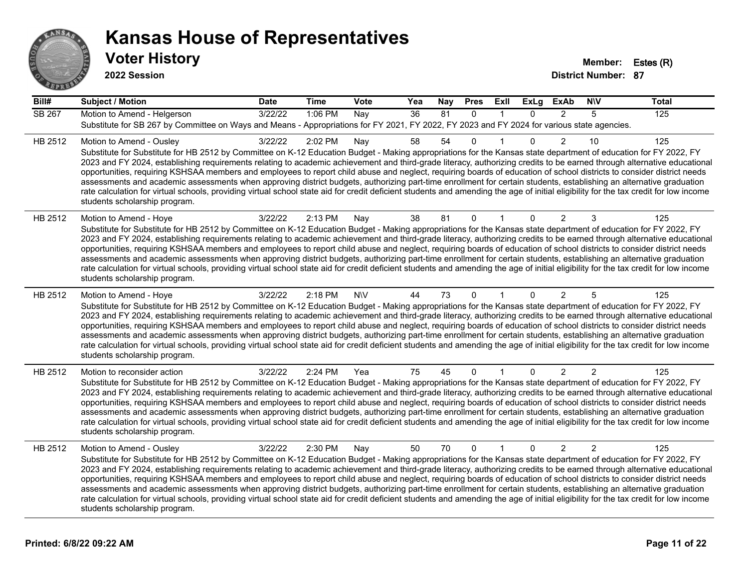# Kansas House of Representatives

## Voter History

**2022 Session**

**Member:** Estes (R)
**District Number:** 87

| Bill# | Subject / Motion | Date | Time | Vote | Yea | Nay | Pres | ExII | ExLg | ExAb | N\V | Total |
|---|---|---|---|---|---|---|---|---|---|---|---|---|
| SB 267 | Motion to Amend - Helgerson | 3/22/22 | 1:06 PM | Nay | 36 | 81 | 0 | 1 | 0 | 2 | 5 | 125 |
| | Substitute for SB 267 by Committee on Ways and Means - Appropriations for FY 2021, FY 2022, FY 2023 and FY 2024 for various state agencies. | | | | | | | | | | | |
| HB 2512 | Motion to Amend - Ousley | 3/22/22 | 2:02 PM | Nay | 58 | 54 | 0 | 1 | 0 | 2 | 10 | 125 |
| | Substitute for Substitute for HB 2512 by Committee on K-12 Education Budget - Making appropriations for the Kansas state department of education for FY 2022, FY 2023 and FY 2024, establishing requirements relating to academic achievement and third-grade literacy, authorizing credits to be earned through alternative educational opportunities, requiring KSHSAA members and employees to report child abuse and neglect, requiring boards of education of school districts to consider district needs assessments and academic assessments when approving district budgets, authorizing part-time enrollment for certain students, establishing an alternative graduation rate calculation for virtual schools, providing virtual school state aid for credit deficient students and amending the age of initial eligibility for the tax credit for low income students scholarship program. | | | | | | | | | | | |
| HB 2512 | Motion to Amend - Hoye | 3/22/22 | 2:13 PM | Nay | 38 | 81 | 0 | 1 | 0 | 2 | 3 | 125 |
| | Substitute for Substitute for HB 2512 by Committee on K-12 Education Budget - Making appropriations for the Kansas state department of education for FY 2022, FY 2023 and FY 2024, establishing requirements relating to academic achievement and third-grade literacy, authorizing credits to be earned through alternative educational opportunities, requiring KSHSAA members and employees to report child abuse and neglect, requiring boards of education of school districts to consider district needs assessments and academic assessments when approving district budgets, authorizing part-time enrollment for certain students, establishing an alternative graduation rate calculation for virtual schools, providing virtual school state aid for credit deficient students and amending the age of initial eligibility for the tax credit for low income students scholarship program. | | | | | | | | | | | |
| HB 2512 | Motion to Amend - Hoye | 3/22/22 | 2:18 PM | N\V | 44 | 73 | 0 | 1 | 0 | 2 | 5 | 125 |
| | Substitute for Substitute for HB 2512 by Committee on K-12 Education Budget - Making appropriations for the Kansas state department of education for FY 2022, FY 2023 and FY 2024, establishing requirements relating to academic achievement and third-grade literacy, authorizing credits to be earned through alternative educational opportunities, requiring KSHSAA members and employees to report child abuse and neglect, requiring boards of education of school districts to consider district needs assessments and academic assessments when approving district budgets, authorizing part-time enrollment for certain students, establishing an alternative graduation rate calculation for virtual schools, providing virtual school state aid for credit deficient students and amending the age of initial eligibility for the tax credit for low income students scholarship program. | | | | | | | | | | | |
| HB 2512 | Motion to reconsider action | 3/22/22 | 2:24 PM | Yea | 75 | 45 | 0 | 1 | 0 | 2 | 2 | 125 |
| | Substitute for Substitute for HB 2512 by Committee on K-12 Education Budget - Making appropriations for the Kansas state department of education for FY 2022, FY 2023 and FY 2024, establishing requirements relating to academic achievement and third-grade literacy, authorizing credits to be earned through alternative educational opportunities, requiring KSHSAA members and employees to report child abuse and neglect, requiring boards of education of school districts to consider district needs assessments and academic assessments when approving district budgets, authorizing part-time enrollment for certain students, establishing an alternative graduation rate calculation for virtual schools, providing virtual school state aid for credit deficient students and amending the age of initial eligibility for the tax credit for low income students scholarship program. | | | | | | | | | | | |
| HB 2512 | Motion to Amend - Ousley | 3/22/22 | 2:30 PM | Nay | 50 | 70 | 0 | 1 | 0 | 2 | 2 | 125 |
| | Substitute for Substitute for HB 2512 by Committee on K-12 Education Budget - Making appropriations for the Kansas state department of education for FY 2022, FY 2023 and FY 2024, establishing requirements relating to academic achievement and third-grade literacy, authorizing credits to be earned through alternative educational opportunities, requiring KSHSAA members and employees to report child abuse and neglect, requiring boards of education of school districts to consider district needs assessments and academic assessments when approving district budgets, authorizing part-time enrollment for certain students, establishing an alternative graduation rate calculation for virtual schools, providing virtual school state aid for credit deficient students and amending the age of initial eligibility for the tax credit for low income students scholarship program. | | | | | | | | | | | |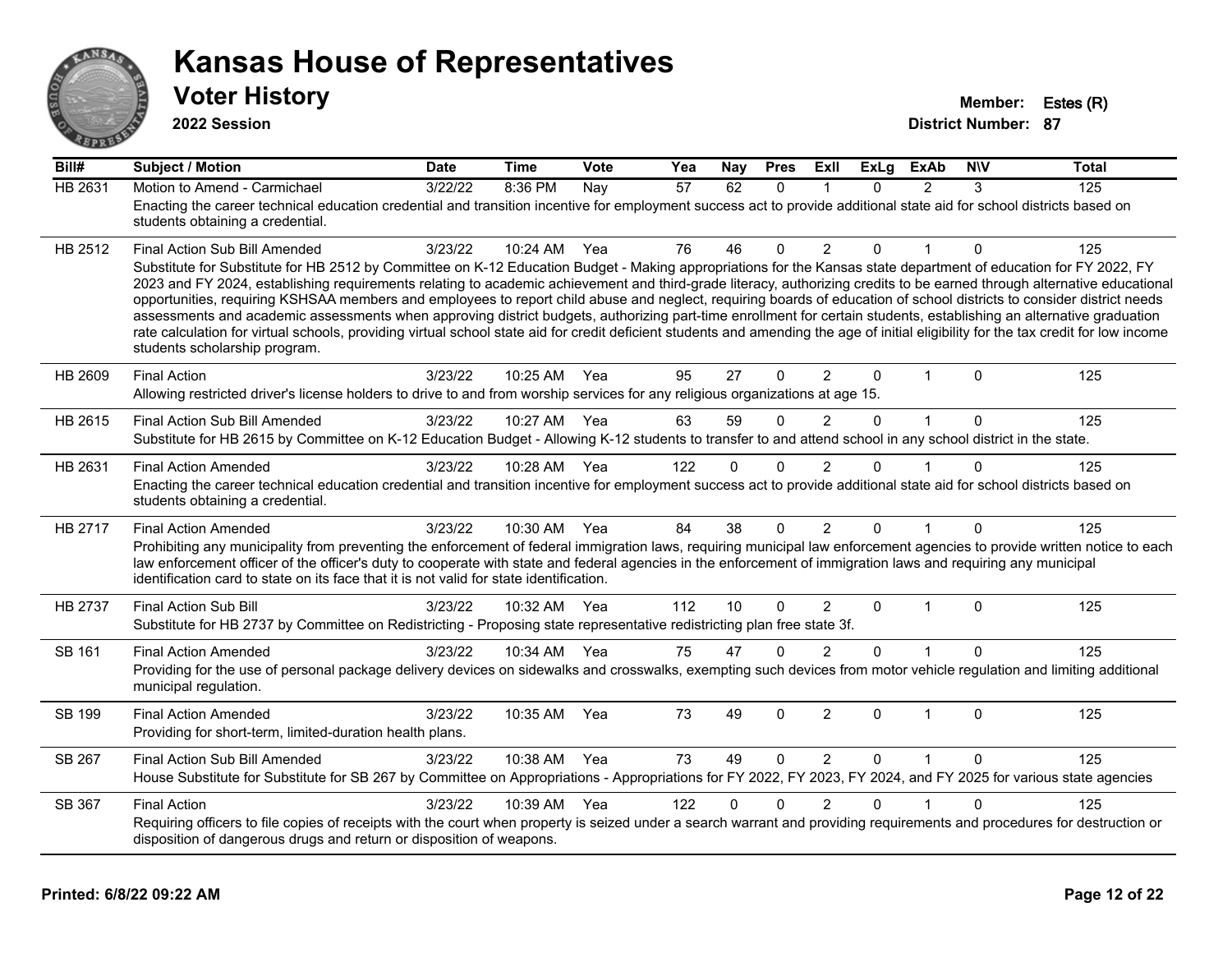# Kansas House of Representatives

## Voter History

**2022 Session**

**Member:** Estes (R)
**District Number:** 87

| Bill# | Subject / Motion | Date | Time | Vote | Yea | Nay | Pres | ExII | ExLg | ExAb | N\V | Total |
|---|---|---|---|---|---|---|---|---|---|---|---|---|
| HB 2631 | Motion to Amend - Carmichael | 3/22/22 | 8:36 PM | Nay | 57 | 62 | 0 | 1 | 0 | 2 | 3 | 125 |
| | Enacting the career technical education credential and transition incentive for employment success act to provide additional state aid for school districts based on students obtaining a credential. | | | | | | | | | | | |
| HB 2512 | Final Action Sub Bill Amended | 3/23/22 | 10:24 AM | Yea | 76 | 46 | 0 | 2 | 0 | 1 | 0 | 125 |
| | Substitute for Substitute for HB 2512 by Committee on K-12 Education Budget - Making appropriations for the Kansas state department of education for FY 2022, FY 2023 and FY 2024, establishing requirements relating to academic achievement and third-grade literacy, authorizing credits to be earned through alternative educational opportunities, requiring KSHSAA members and employees to report child abuse and neglect, requiring boards of education of school districts to consider district needs assessments and academic assessments when approving district budgets, authorizing part-time enrollment for certain students, establishing an alternative graduation rate calculation for virtual schools, providing virtual school state aid for credit deficient students and amending the age of initial eligibility for the tax credit for low income students scholarship program. | | | | | | | | | | | |
| HB 2609 | Final Action | 3/23/22 | 10:25 AM | Yea | 95 | 27 | 0 | 2 | 0 | 1 | 0 | 125 |
| | Allowing restricted driver's license holders to drive to and from worship services for any religious organizations at age 15. | | | | | | | | | | | |
| HB 2615 | Final Action Sub Bill Amended | 3/23/22 | 10:27 AM | Yea | 63 | 59 | 0 | 2 | 0 | 1 | 0 | 125 |
| | Substitute for HB 2615 by Committee on K-12 Education Budget - Allowing K-12 students to transfer to and attend school in any school district in the state. | | | | | | | | | | | |
| HB 2631 | Final Action Amended | 3/23/22 | 10:28 AM | Yea | 122 | 0 | 0 | 2 | 0 | 1 | 0 | 125 |
| | Enacting the career technical education credential and transition incentive for employment success act to provide additional state aid for school districts based on students obtaining a credential. | | | | | | | | | | | |
| HB 2717 | Final Action Amended | 3/23/22 | 10:30 AM | Yea | 84 | 38 | 0 | 2 | 0 | 1 | 0 | 125 |
| | Prohibiting any municipality from preventing the enforcement of federal immigration laws, requiring municipal law enforcement agencies to provide written notice to each law enforcement officer of the officer's duty to cooperate with state and federal agencies in the enforcement of immigration laws and requiring any municipal identification card to state on its face that it is not valid for state identification. | | | | | | | | | | | |
| HB 2737 | Final Action Sub Bill | 3/23/22 | 10:32 AM | Yea | 112 | 10 | 0 | 2 | 0 | 1 | 0 | 125 |
| | Substitute for HB 2737 by Committee on Redistricting - Proposing state representative redistricting plan free state 3f. | | | | | | | | | | | |
| SB 161 | Final Action Amended | 3/23/22 | 10:34 AM | Yea | 75 | 47 | 0 | 2 | 0 | 1 | 0 | 125 |
| | Providing for the use of personal package delivery devices on sidewalks and crosswalks, exempting such devices from motor vehicle regulation and limiting additional municipal regulation. | | | | | | | | | | | |
| SB 199 | Final Action Amended | 3/23/22 | 10:35 AM | Yea | 73 | 49 | 0 | 2 | 0 | 1 | 0 | 125 |
| | Providing for short-term, limited-duration health plans. | | | | | | | | | | | |
| SB 267 | Final Action Sub Bill Amended | 3/23/22 | 10:38 AM | Yea | 73 | 49 | 0 | 2 | 0 | 1 | 0 | 125 |
| | House Substitute for Substitute for SB 267 by Committee on Appropriations - Appropriations for FY 2022, FY 2023, FY 2024, and FY 2025 for various state agencies | | | | | | | | | | | |
| SB 367 | Final Action | 3/23/22 | 10:39 AM | Yea | 122 | 0 | 0 | 2 | 0 | 1 | 0 | 125 |
| | Requiring officers to file copies of receipts with the court when property is seized under a search warrant and providing requirements and procedures for destruction or disposition of dangerous drugs and return or disposition of weapons. | | | | | | | | | | | |

**Printed: 6/8/22 09:22 AM**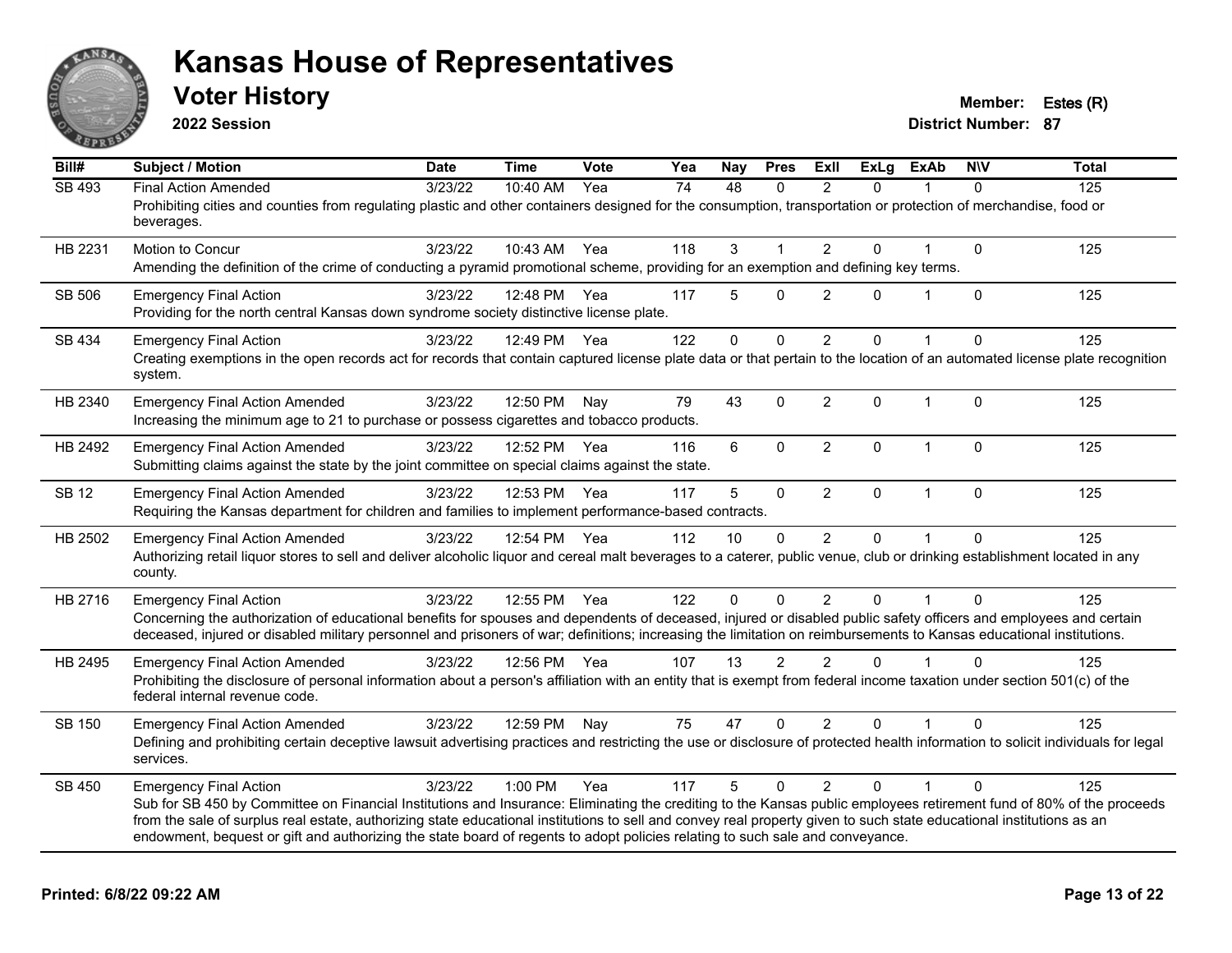# Kansas House of Representatives

## Voter History

**2022 Session**

**Member:** Estes (R)
**District Number:** 87

| Bill# | Subject / Motion | Date | Time | Vote | Yea | Nay | Pres | ExII | ExLg | ExAb | N\V | Total |
|---|---|---|---|---|---|---|---|---|---|---|---|---|
| SB 493 | Final Action Amended | 3/23/22 | 10:40 AM | Yea | 74 | 48 | 0 | 2 | 0 | 1 | 0 | 125 |
| | Prohibiting cities and counties from regulating plastic and other containers designed for the consumption, transportation or protection of merchandise, food or beverages. | | | | | | | | | | | |
| HB 2231 | Motion to Concur | 3/23/22 | 10:43 AM | Yea | 118 | 3 | 1 | 2 | 0 | 1 | 0 | 125 |
| | Amending the definition of the crime of conducting a pyramid promotional scheme, providing for an exemption and defining key terms. | | | | | | | | | | | |
| SB 506 | Emergency Final Action | 3/23/22 | 12:48 PM | Yea | 117 | 5 | 0 | 2 | 0 | 1 | 0 | 125 |
| | Providing for the north central Kansas down syndrome society distinctive license plate. | | | | | | | | | | | |
| SB 434 | Emergency Final Action | 3/23/22 | 12:49 PM | Yea | 122 | 0 | 0 | 2 | 0 | 1 | 0 | 125 |
| | Creating exemptions in the open records act for records that contain captured license plate data or that pertain to the location of an automated license plate recognition system. | | | | | | | | | | | |
| HB 2340 | Emergency Final Action Amended | 3/23/22 | 12:50 PM | Nay | 79 | 43 | 0 | 2 | 0 | 1 | 0 | 125 |
| | Increasing the minimum age to 21 to purchase or possess cigarettes and tobacco products. | | | | | | | | | | | |
| HB 2492 | Emergency Final Action Amended | 3/23/22 | 12:52 PM | Yea | 116 | 6 | 0 | 2 | 0 | 1 | 0 | 125 |
| | Submitting claims against the state by the joint committee on special claims against the state. | | | | | | | | | | | |
| SB 12 | Emergency Final Action Amended | 3/23/22 | 12:53 PM | Yea | 117 | 5 | 0 | 2 | 0 | 1 | 0 | 125 |
| | Requiring the Kansas department for children and families to implement performance-based contracts. | | | | | | | | | | | |
| HB 2502 | Emergency Final Action Amended | 3/23/22 | 12:54 PM | Yea | 112 | 10 | 0 | 2 | 0 | 1 | 0 | 125 |
| | Authorizing retail liquor stores to sell and deliver alcoholic liquor and cereal malt beverages to a caterer, public venue, club or drinking establishment located in any county. | | | | | | | | | | | |
| HB 2716 | Emergency Final Action | 3/23/22 | 12:55 PM | Yea | 122 | 0 | 0 | 2 | 0 | 1 | 0 | 125 |
| | Concerning the authorization of educational benefits for spouses and dependents of deceased, injured or disabled public safety officers and employees and certain deceased, injured or disabled military personnel and prisoners of war; definitions; increasing the limitation on reimbursements to Kansas educational institutions. | | | | | | | | | | | |
| HB 2495 | Emergency Final Action Amended | 3/23/22 | 12:56 PM | Yea | 107 | 13 | 2 | 2 | 0 | 1 | 0 | 125 |
| | Prohibiting the disclosure of personal information about a person's affiliation with an entity that is exempt from federal income taxation under section 501(c) of the federal internal revenue code. | | | | | | | | | | | |
| SB 150 | Emergency Final Action Amended | 3/23/22 | 12:59 PM | Nay | 75 | 47 | 0 | 2 | 0 | 1 | 0 | 125 |
| | Defining and prohibiting certain deceptive lawsuit advertising practices and restricting the use or disclosure of protected health information to solicit individuals for legal services. | | | | | | | | | | | |
| SB 450 | Emergency Final Action | 3/23/22 | 1:00 PM | Yea | 117 | 5 | 0 | 2 | 0 | 1 | 0 | 125 |
| | Sub for SB 450 by Committee on Financial Institutions and Insurance: Eliminating the crediting to the Kansas public employees retirement fund of 80% of the proceeds from the sale of surplus real estate, authorizing state educational institutions to sell and convey real property given to such state educational institutions as an endowment, bequest or gift and authorizing the state board of regents to adopt policies relating to such sale and conveyance. | | | | | | | | | | | |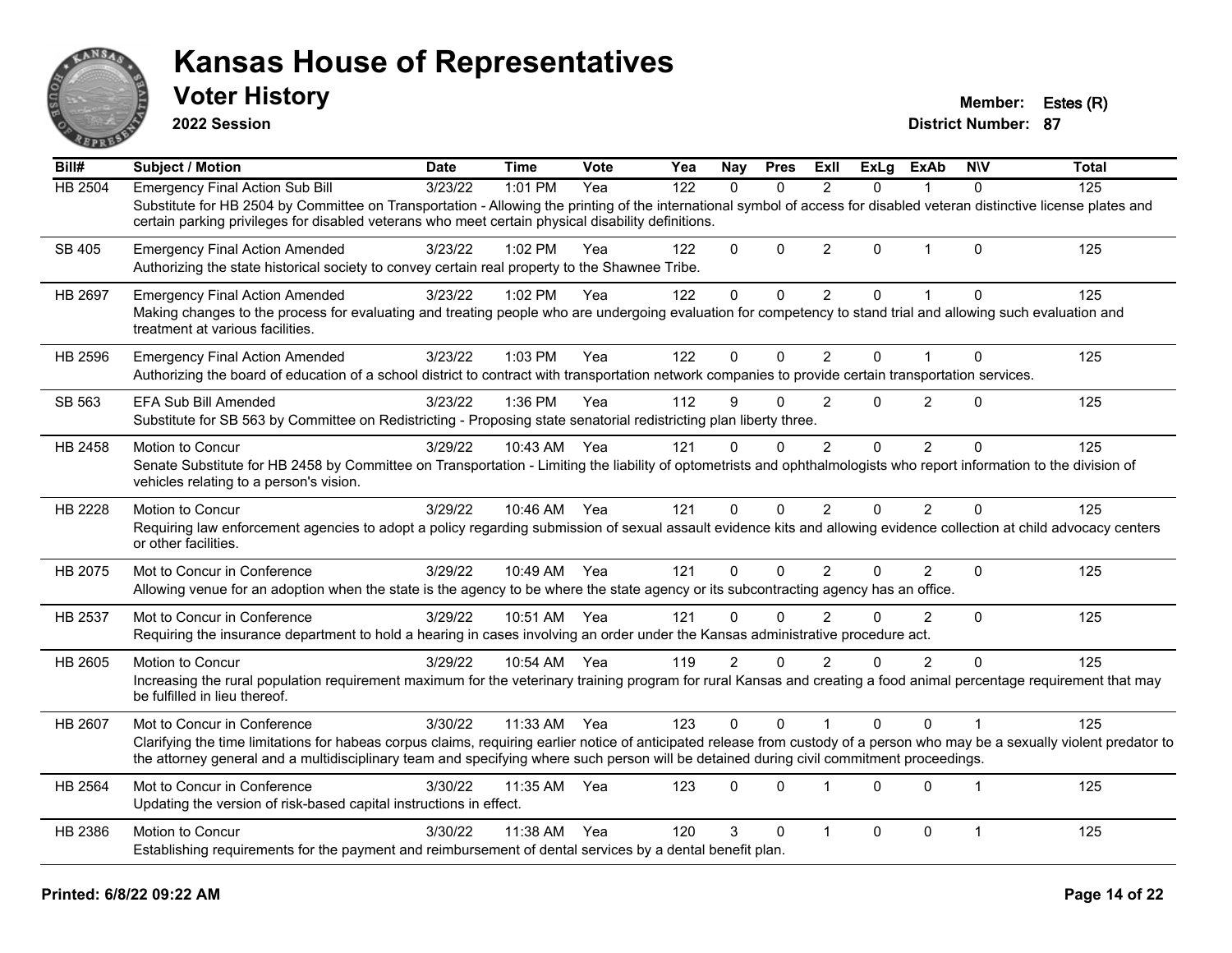# Kansas House of Representatives

## Voter History

**2022 Session**

**Member:** Estes (R)
**District Number:** 87

| Bill# | Subject / Motion | Date | Time | Vote | Yea | Nay | Pres | ExII | ExLg | ExAb | N\V | Total |
|---|---|---|---|---|---|---|---|---|---|---|---|---|
| HB 2504 | Emergency Final Action Sub Bill | 3/23/22 | 1:01 PM | Yea | 122 | 0 | 0 | 2 | 0 | 1 | 0 | 125 |
| | Substitute for HB 2504 by Committee on Transportation - Allowing the printing of the international symbol of access for disabled veteran distinctive license plates and certain parking privileges for disabled veterans who meet certain physical disability definitions. | | | | | | | | | | | |
| SB 405 | Emergency Final Action Amended | 3/23/22 | 1:02 PM | Yea | 122 | 0 | 0 | 2 | 0 | 1 | 0 | 125 |
| | Authorizing the state historical society to convey certain real property to the Shawnee Tribe. | | | | | | | | | | | |
| HB 2697 | Emergency Final Action Amended | 3/23/22 | 1:02 PM | Yea | 122 | 0 | 0 | 2 | 0 | 1 | 0 | 125 |
| | Making changes to the process for evaluating and treating people who are undergoing evaluation for competency to stand trial and allowing such evaluation and treatment at various facilities. | | | | | | | | | | | |
| HB 2596 | Emergency Final Action Amended | 3/23/22 | 1:03 PM | Yea | 122 | 0 | 0 | 2 | 0 | 1 | 0 | 125 |
| | Authorizing the board of education of a school district to contract with transportation network companies to provide certain transportation services. | | | | | | | | | | | |
| SB 563 | EFA Sub Bill Amended | 3/23/22 | 1:36 PM | Yea | 112 | 9 | 0 | 2 | 0 | 2 | 0 | 125 |
| | Substitute for SB 563 by Committee on Redistricting - Proposing state senatorial redistricting plan liberty three. | | | | | | | | | | | |
| HB 2458 | Motion to Concur | 3/29/22 | 10:43 AM | Yea | 121 | 0 | 0 | 2 | 0 | 2 | 0 | 125 |
| | Senate Substitute for HB 2458 by Committee on Transportation - Limiting the liability of optometrists and ophthalmologists who report information to the division of vehicles relating to a person's vision. | | | | | | | | | | | |
| HB 2228 | Motion to Concur | 3/29/22 | 10:46 AM | Yea | 121 | 0 | 0 | 2 | 0 | 2 | 0 | 125 |
| | Requiring law enforcement agencies to adopt a policy regarding submission of sexual assault evidence kits and allowing evidence collection at child advocacy centers or other facilities. | | | | | | | | | | | |
| HB 2075 | Mot to Concur in Conference | 3/29/22 | 10:49 AM | Yea | 121 | 0 | 0 | 2 | 0 | 2 | 0 | 125 |
| | Allowing venue for an adoption when the state is the agency to be where the state agency or its subcontracting agency has an office. | | | | | | | | | | | |
| HB 2537 | Mot to Concur in Conference | 3/29/22 | 10:51 AM | Yea | 121 | 0 | 0 | 2 | 0 | 2 | 0 | 125 |
| | Requiring the insurance department to hold a hearing in cases involving an order under the Kansas administrative procedure act. | | | | | | | | | | | |
| HB 2605 | Motion to Concur | 3/29/22 | 10:54 AM | Yea | 119 | 2 | 0 | 2 | 0 | 2 | 0 | 125 |
| | Increasing the rural population requirement maximum for the veterinary training program for rural Kansas and creating a food animal percentage requirement that may be fulfilled in lieu thereof. | | | | | | | | | | | |
| HB 2607 | Mot to Concur in Conference | 3/30/22 | 11:33 AM | Yea | 123 | 0 | 0 | 1 | 0 | 0 | 1 | 125 |
| | Clarifying the time limitations for habeas corpus claims, requiring earlier notice of anticipated release from custody of a person who may be a sexually violent predator to the attorney general and a multidisciplinary team and specifying where such person will be detained during civil commitment proceedings. | | | | | | | | | | | |
| HB 2564 | Mot to Concur in Conference | 3/30/22 | 11:35 AM | Yea | 123 | 0 | 0 | 1 | 0 | 0 | 1 | 125 |
| | Updating the version of risk-based capital instructions in effect. | | | | | | | | | | | |
| HB 2386 | Motion to Concur | 3/30/22 | 11:38 AM | Yea | 120 | 3 | 0 | 1 | 0 | 0 | 1 | 125 |
| | Establishing requirements for the payment and reimbursement of dental services by a dental benefit plan. | | | | | | | | | | | |

**Printed: 6/8/22 09:22 AM**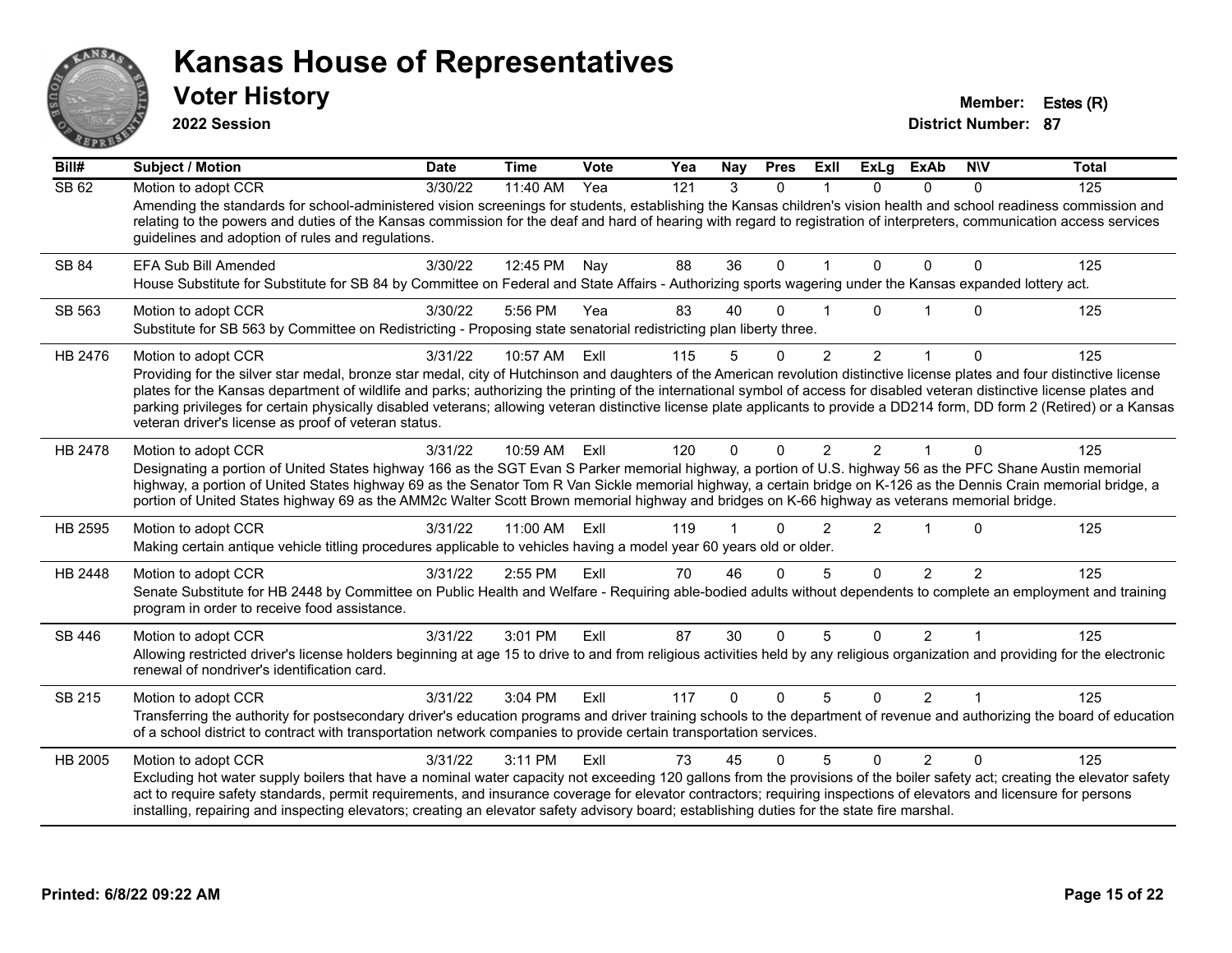# Kansas House of Representatives

## Voter History

**2022 Session**

**Member:** Estes (R)
**District Number:** 87

| Bill# | Subject / Motion | Date | Time | Vote | Yea | Nay | Pres | ExII | ExLg | ExAb | N\V | Total |
|---|---|---|---|---|---|---|---|---|---|---|---|---|
| SB 62 | Motion to adopt CCR | 3/30/22 | 11:40 AM | Yea | 121 | 3 | 0 | 1 | 0 | 0 | 0 | 125 |
| | Amending the standards for school-administered vision screenings for students, establishing the Kansas children's vision health and school readiness commission and relating to the powers and duties of the Kansas commission for the deaf and hard of hearing with regard to registration of interpreters, communication access services guidelines and adoption of rules and regulations. | | | | | | | | | | | |
| SB 84 | EFA Sub Bill Amended | 3/30/22 | 12:45 PM | Nay | 88 | 36 | 0 | 1 | 0 | 0 | 0 | 125 |
| | House Substitute for Substitute for SB 84 by Committee on Federal and State Affairs - Authorizing sports wagering under the Kansas expanded lottery act. | | | | | | | | | | | |
| SB 563 | Motion to adopt CCR | 3/30/22 | 5:56 PM | Yea | 83 | 40 | 0 | 1 | 0 | 1 | 0 | 125 |
| | Substitute for SB 563 by Committee on Redistricting - Proposing state senatorial redistricting plan liberty three. | | | | | | | | | | | |
| HB 2476 | Motion to adopt CCR | 3/31/22 | 10:57 AM | ExII | 115 | 5 | 0 | 2 | 2 | 1 | 0 | 125 |
| | Providing for the silver star medal, bronze star medal, city of Hutchinson and daughters of the American revolution distinctive license plates and four distinctive license plates for the Kansas department of wildlife and parks; authorizing the printing of the international symbol of access for disabled veteran distinctive license plates and parking privileges for certain physically disabled veterans; allowing veteran distinctive license plate applicants to provide a DD214 form, DD form 2 (Retired) or a Kansas veteran driver's license as proof of veteran status. | | | | | | | | | | | |
| HB 2478 | Motion to adopt CCR | 3/31/22 | 10:59 AM | ExII | 120 | 0 | 0 | 2 | 2 | 1 | 0 | 125 |
| | Designating a portion of United States highway 166 as the SGT Evan S Parker memorial highway, a portion of U.S. highway 56 as the PFC Shane Austin memorial highway, a portion of United States highway 69 as the Senator Tom R Van Sickle memorial highway, a certain bridge on K-126 as the Dennis Crain memorial bridge, a portion of United States highway 69 as the AMM2c Walter Scott Brown memorial highway and bridges on K-66 highway as veterans memorial bridge. | | | | | | | | | | | |
| HB 2595 | Motion to adopt CCR | 3/31/22 | 11:00 AM | ExII | 119 | 1 | 0 | 2 | 2 | 1 | 0 | 125 |
| | Making certain antique vehicle titling procedures applicable to vehicles having a model year 60 years old or older. | | | | | | | | | | | |
| HB 2448 | Motion to adopt CCR | 3/31/22 | 2:55 PM | ExII | 70 | 46 | 0 | 5 | 0 | 2 | 2 | 125 |
| | Senate Substitute for HB 2448 by Committee on Public Health and Welfare - Requiring able-bodied adults without dependents to complete an employment and training program in order to receive food assistance. | | | | | | | | | | | |
| SB 446 | Motion to adopt CCR | 3/31/22 | 3:01 PM | ExII | 87 | 30 | 0 | 5 | 0 | 2 | 1 | 125 |
| | Allowing restricted driver's license holders beginning at age 15 to drive to and from religious activities held by any religious organization and providing for the electronic renewal of nondriver's identification card. | | | | | | | | | | | |
| SB 215 | Motion to adopt CCR | 3/31/22 | 3:04 PM | ExII | 117 | 0 | 0 | 5 | 0 | 2 | 1 | 125 |
| | Transferring the authority for postsecondary driver's education programs and driver training schools to the department of revenue and authorizing the board of education of a school district to contract with transportation network companies to provide certain transportation services. | | | | | | | | | | | |
| HB 2005 | Motion to adopt CCR | 3/31/22 | 3:11 PM | ExII | 73 | 45 | 0 | 5 | 0 | 2 | 0 | 125 |
| | Excluding hot water supply boilers that have a nominal water capacity not exceeding 120 gallons from the provisions of the boiler safety act; creating the elevator safety act to require safety standards, permit requirements, and insurance coverage for elevator contractors; requiring inspections of elevators and licensure for persons installing, repairing and inspecting elevators; creating an elevator safety advisory board; establishing duties for the state fire marshal. | | | | | | | | | | | |

Printed: 6/8/22 09:22 AM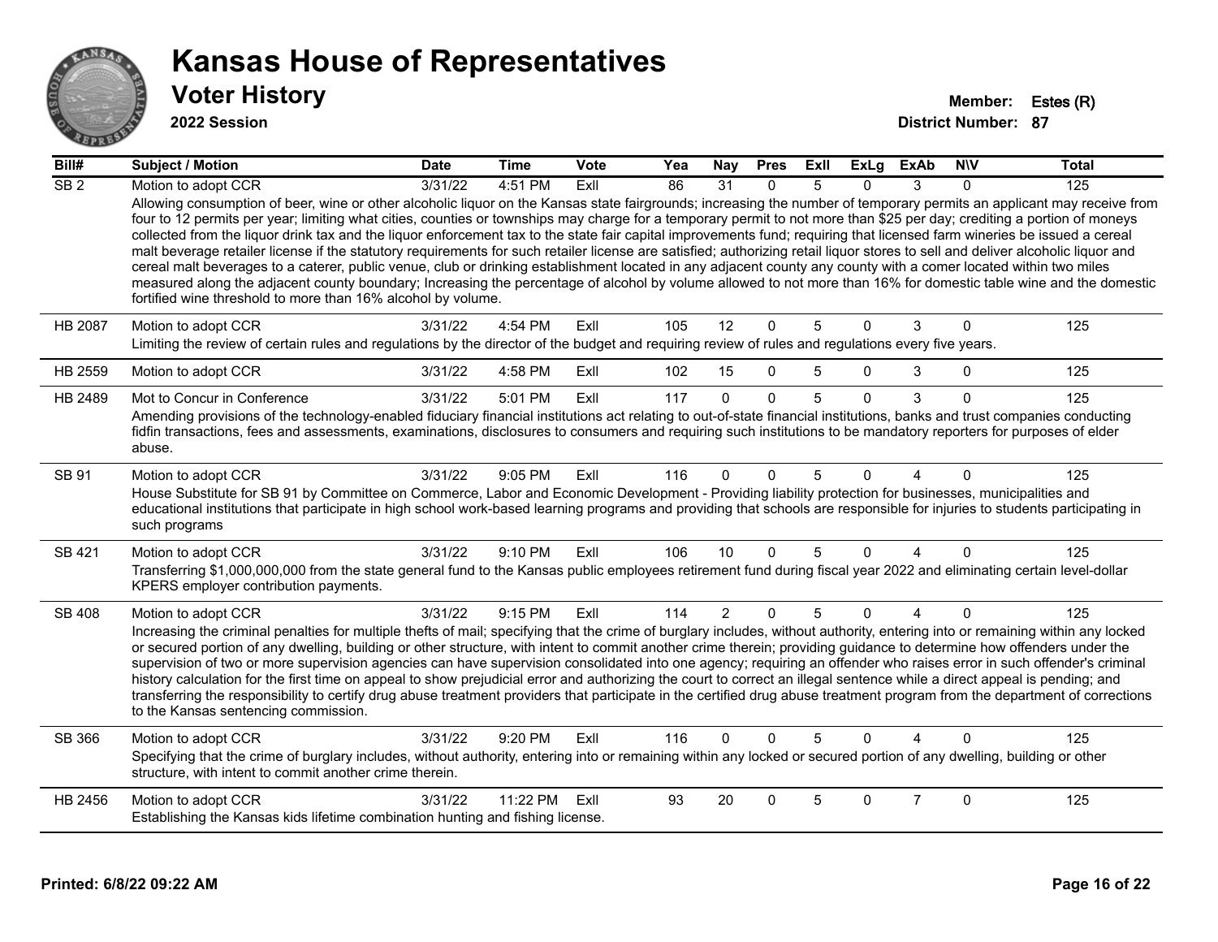# Kansas House of Representatives

## Voter History

**2022 Session**

**Member:** Estes (R)
**District Number:** 87

| Bill# | Subject / Motion | Date | Time | Vote | Yea | Nay | Pres | ExII | ExLg | ExAb | N\V | Total |
|---|---|---|---|---|---|---|---|---|---|---|---|---|
| SB 2 | Motion to adopt CCR | 3/31/22 | 4:51 PM | ExII | 86 | 31 | 0 | 5 | 0 | 3 | 0 | 125 |
| | Allowing consumption of beer, wine or other alcoholic liquor on the Kansas state fairgrounds; increasing the number of temporary permits an applicant may receive from four to 12 permits per year; limiting what cities, counties or townships may charge for a temporary permit to not more than $25 per day; crediting a portion of moneys collected from the liquor drink tax and the liquor enforcement tax to the state fair capital improvements fund; requiring that licensed farm wineries be issued a cereal malt beverage retailer license if the statutory requirements for such retailer license are satisfied; authorizing retail liquor stores to sell and deliver alcoholic liquor and cereal malt beverages to a caterer, public venue, club or drinking establishment located in any adjacent county any county with a comer located within two miles measured along the adjacent county boundary; Increasing the percentage of alcohol by volume allowed to not more than 16% for domestic table wine and the domestic fortified wine threshold to more than 16% alcohol by volume. | | | | | | | | | | | |
| HB 2087 | Motion to adopt CCR | 3/31/22 | 4:54 PM | ExII | 105 | 12 | 0 | 5 | 0 | 3 | 0 | 125 |
| | Limiting the review of certain rules and regulations by the director of the budget and requiring review of rules and regulations every five years. | | | | | | | | | | | |
| HB 2559 | Motion to adopt CCR | 3/31/22 | 4:58 PM | ExII | 102 | 15 | 0 | 5 | 0 | 3 | 0 | 125 |
| HB 2489 | Mot to Concur in Conference | 3/31/22 | 5:01 PM | ExII | 117 | 0 | 0 | 5 | 0 | 3 | 0 | 125 |
| | Amending provisions of the technology-enabled fiduciary financial institutions act relating to out-of-state financial institutions, banks and trust companies conducting fidfin transactions, fees and assessments, examinations, disclosures to consumers and requiring such institutions to be mandatory reporters for purposes of elder abuse. | | | | | | | | | | | |
| SB 91 | Motion to adopt CCR | 3/31/22 | 9:05 PM | ExII | 116 | 0 | 0 | 5 | 0 | 4 | 0 | 125 |
| | House Substitute for SB 91 by Committee on Commerce, Labor and Economic Development - Providing liability protection for businesses, municipalities and educational institutions that participate in high school work-based learning programs and providing that schools are responsible for injuries to students participating in such programs | | | | | | | | | | | |
| SB 421 | Motion to adopt CCR | 3/31/22 | 9:10 PM | ExII | 106 | 10 | 0 | 5 | 0 | 4 | 0 | 125 |
| | Transferring $1,000,000,000 from the state general fund to the Kansas public employees retirement fund during fiscal year 2022 and eliminating certain level-dollar KPERS employer contribution payments. | | | | | | | | | | | |
| SB 408 | Motion to adopt CCR | 3/31/22 | 9:15 PM | ExII | 114 | 2 | 0 | 5 | 0 | 4 | 0 | 125 |
| | Increasing the criminal penalties for multiple thefts of mail; specifying that the crime of burglary includes, without authority, entering into or remaining within any locked or secured portion of any dwelling, building or other structure, with intent to commit another crime therein; providing guidance to determine how offenders under the supervision of two or more supervision agencies can have supervision consolidated into one agency; requiring an offender who raises error in such offender's criminal history calculation for the first time on appeal to show prejudicial error and authorizing the court to correct an illegal sentence while a direct appeal is pending; and transferring the responsibility to certify drug abuse treatment providers that participate in the certified drug abuse treatment program from the department of corrections to the Kansas sentencing commission. | | | | | | | | | | | |
| SB 366 | Motion to adopt CCR | 3/31/22 | 9:20 PM | ExII | 116 | 0 | 0 | 5 | 0 | 4 | 0 | 125 |
| | Specifying that the crime of burglary includes, without authority, entering into or remaining within any locked or secured portion of any dwelling, building or other structure, with intent to commit another crime therein. | | | | | | | | | | | |
| HB 2456 | Motion to adopt CCR | 3/31/22 | 11:22 PM | ExII | 93 | 20 | 0 | 5 | 0 | 7 | 0 | 125 |
| | Establishing the Kansas kids lifetime combination hunting and fishing license. | | | | | | | | | | | |

**Printed: 6/8/22 09:22 AM**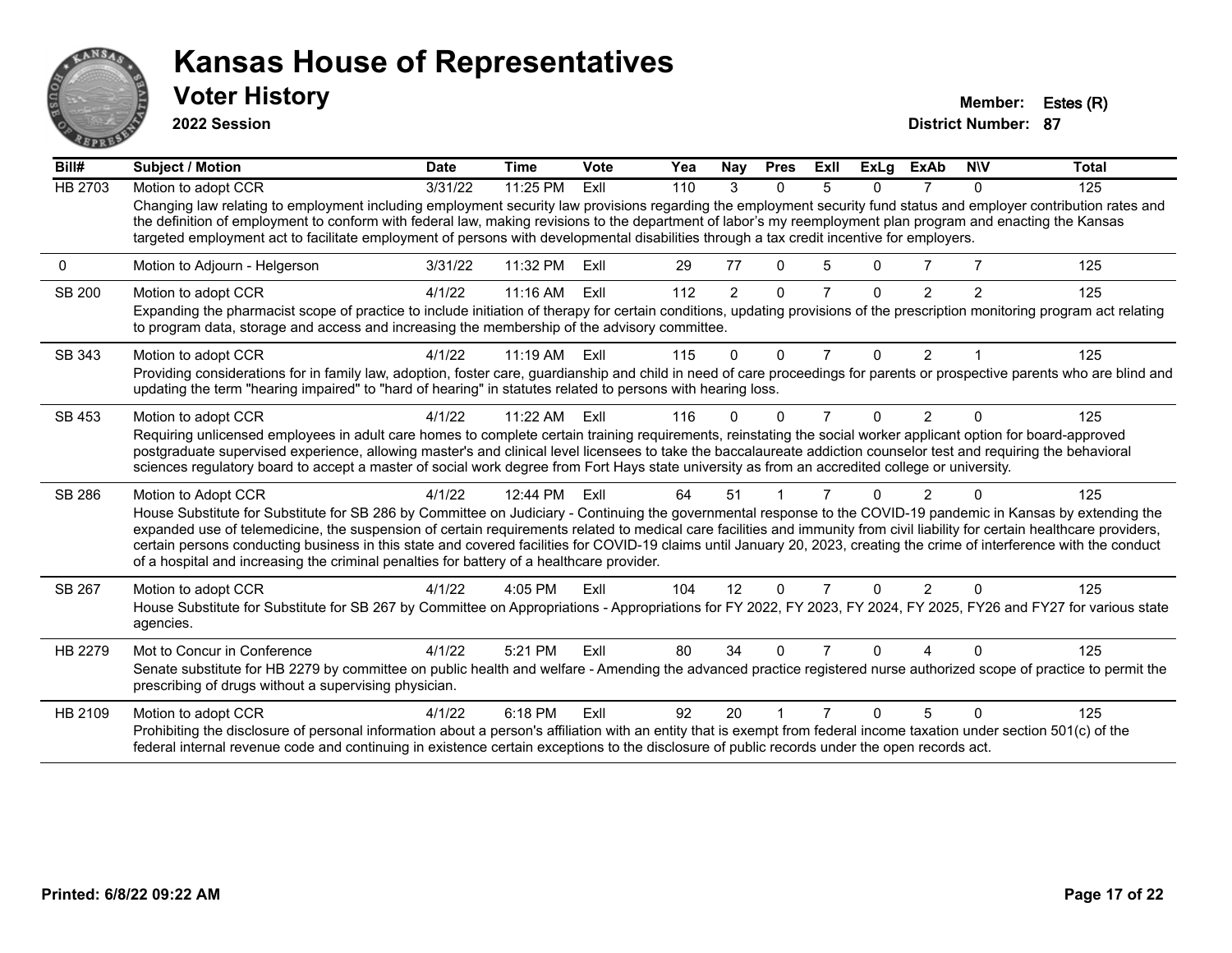# Kansas House of Representatives

## Voter History

**2022 Session**

**Member:** Estes (R)

**District Number:** 87

| Bill# | Subject / Motion | Date | Time | Vote | Yea | Nay | Pres | ExII | ExLg | ExAb | N\V | Total |
|---|---|---|---|---|---|---|---|---|---|---|---|---|
| HB 2703 | Motion to adopt CCR | 3/31/22 | 11:25 PM | ExII | 110 | 3 | 0 | 5 | 0 | 7 | 0 | 125 |
| | Changing law relating to employment including employment security law provisions regarding the employment security fund status and employer contribution rates and the definition of employment to conform with federal law, making revisions to the department of labor's my reemployment plan program and enacting the Kansas targeted employment act to facilitate employment of persons with developmental disabilities through a tax credit incentive for employers. | | | | | | | | | | | |
| 0 | Motion to Adjourn - Helgerson | 3/31/22 | 11:32 PM | ExII | 29 | 77 | 0 | 5 | 0 | 7 | 7 | 125 |
| SB 200 | Motion to adopt CCR | 4/1/22 | 11:16 AM | ExII | 112 | 2 | 0 | 7 | 0 | 2 | 2 | 125 |
| | Expanding the pharmacist scope of practice to include initiation of therapy for certain conditions, updating provisions of the prescription monitoring program act relating to program data, storage and access and increasing the membership of the advisory committee. | | | | | | | | | | | |
| SB 343 | Motion to adopt CCR | 4/1/22 | 11:19 AM | ExII | 115 | 0 | 0 | 7 | 0 | 2 | 1 | 125 |
| | Providing considerations for in family law, adoption, foster care, guardianship and child in need of care proceedings for parents or prospective parents who are blind and updating the term "hearing impaired" to "hard of hearing" in statutes related to persons with hearing loss. | | | | | | | | | | | |
| SB 453 | Motion to adopt CCR | 4/1/22 | 11:22 AM | ExII | 116 | 0 | 0 | 7 | 0 | 2 | 0 | 125 |
| | Requiring unlicensed employees in adult care homes to complete certain training requirements, reinstating the social worker applicant option for board-approved postgraduate supervised experience, allowing master's and clinical level licensees to take the baccalaureate addiction counselor test and requiring the behavioral sciences regulatory board to accept a master of social work degree from Fort Hays state university as from an accredited college or university. | | | | | | | | | | | |
| SB 286 | Motion to Adopt CCR | 4/1/22 | 12:44 PM | ExII | 64 | 51 | 1 | 7 | 0 | 2 | 0 | 125 |
| | House Substitute for Substitute for SB 286 by Committee on Judiciary - Continuing the governmental response to the COVID-19 pandemic in Kansas by extending the expanded use of telemedicine, the suspension of certain requirements related to medical care facilities and immunity from civil liability for certain healthcare providers, certain persons conducting business in this state and covered facilities for COVID-19 claims until January 20, 2023, creating the crime of interference with the conduct of a hospital and increasing the criminal penalties for battery of a healthcare provider. | | | | | | | | | | | |
| SB 267 | Motion to adopt CCR | 4/1/22 | 4:05 PM | ExII | 104 | 12 | 0 | 7 | 0 | 2 | 0 | 125 |
| | House Substitute for Substitute for SB 267 by Committee on Appropriations - Appropriations for FY 2022, FY 2023, FY 2024, FY 2025, FY26 and FY27 for various state agencies. | | | | | | | | | | | |
| HB 2279 | Mot to Concur in Conference | 4/1/22 | 5:21 PM | ExII | 80 | 34 | 0 | 7 | 0 | 4 | 0 | 125 |
| | Senate substitute for HB 2279 by committee on public health and welfare - Amending the advanced practice registered nurse authorized scope of practice to permit the prescribing of drugs without a supervising physician. | | | | | | | | | | | |
| HB 2109 | Motion to adopt CCR | 4/1/22 | 6:18 PM | ExII | 92 | 20 | 1 | 7 | 0 | 5 | 0 | 125 |
| | Prohibiting the disclosure of personal information about a person's affiliation with an entity that is exempt from federal income taxation under section 501(c) of the federal internal revenue code and continuing in existence certain exceptions to the disclosure of public records under the open records act. | | | | | | | | | | | |

Printed: 6/8/22 09:22 AM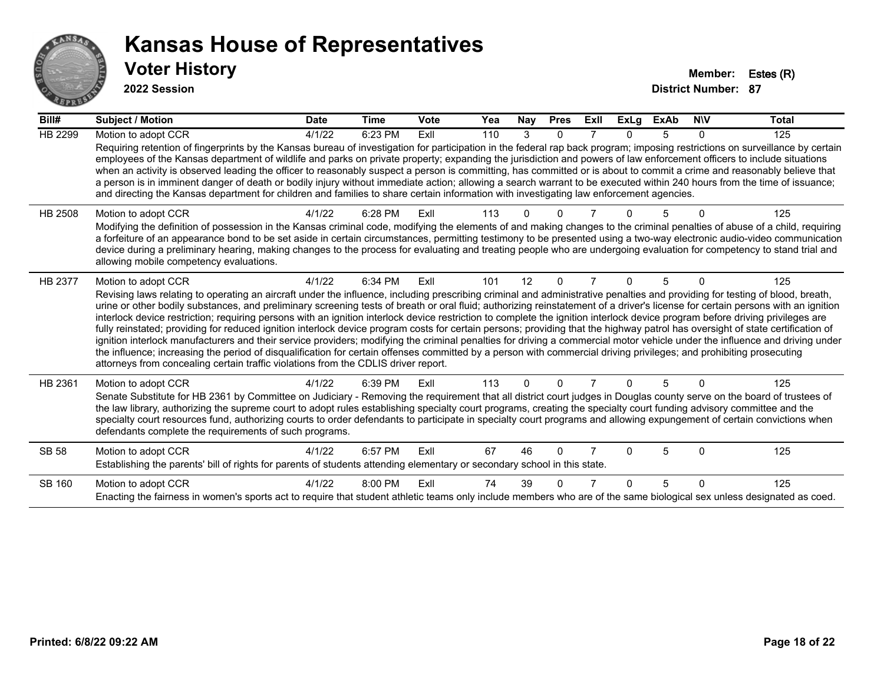# Kansas House of Representatives

## Voter History

**2022 Session**

**Member:** Estes (R)
**District Number:** 87

| Bill# | Subject / Motion | Date | Time | Vote | Yea | Nay | Pres | ExII | ExLg | ExAb | N\V | Total |
|---|---|---|---|---|---|---|---|---|---|---|---|---|
| HB 2299 | Motion to adopt CCR | 4/1/22 | 6:23 PM | ExII | 110 | 3 | 0 | 7 | 0 | 5 | 0 | 125 |
| | Requiring retention of fingerprints by the Kansas bureau of investigation for participation in the federal rap back program; imposing restrictions on surveillance by certain employees of the Kansas department of wildlife and parks on private property; expanding the jurisdiction and powers of law enforcement officers to include situations when an activity is observed leading the officer to reasonably suspect a person is committing, has committed or is about to commit a crime and reasonably believe that a person is in imminent danger of death or bodily injury without immediate action; allowing a search warrant to be executed within 240 hours from the time of issuance; and directing the Kansas department for children and families to share certain information with investigating law enforcement agencies. | | | | | | | | | | | |
| HB 2508 | Motion to adopt CCR | 4/1/22 | 6:28 PM | ExII | 113 | 0 | 0 | 7 | 0 | 5 | 0 | 125 |
| | Modifying the definition of possession in the Kansas criminal code, modifying the elements of and making changes to the criminal penalties of abuse of a child, requiring a forfeiture of an appearance bond to be set aside in certain circumstances, permitting testimony to be presented using a two-way electronic audio-video communication device during a preliminary hearing, making changes to the process for evaluating and treating people who are undergoing evaluation for competency to stand trial and allowing mobile competency evaluations. | | | | | | | | | | | |
| HB 2377 | Motion to adopt CCR | 4/1/22 | 6:34 PM | ExII | 101 | 12 | 0 | 7 | 0 | 5 | 0 | 125 |
| | Revising laws relating to operating an aircraft under the influence, including prescribing criminal and administrative penalties and providing for testing of blood, breath, urine or other bodily substances, and preliminary screening tests of breath or oral fluid; authorizing reinstatement of a driver's license for certain persons with an ignition interlock device restriction; requiring persons with an ignition interlock device restriction to complete the ignition interlock device program before driving privileges are fully reinstated; providing for reduced ignition interlock device program costs for certain persons; providing that the highway patrol has oversight of state certification of ignition interlock manufacturers and their service providers; modifying the criminal penalties for driving a commercial motor vehicle under the influence and driving under the influence; increasing the period of disqualification for certain offenses committed by a person with commercial driving privileges; and prohibiting prosecuting attorneys from concealing certain traffic violations from the CDLIS driver report. | | | | | | | | | | | |
| HB 2361 | Motion to adopt CCR | 4/1/22 | 6:39 PM | ExII | 113 | 0 | 0 | 7 | 0 | 5 | 0 | 125 |
| | Senate Substitute for HB 2361 by Committee on Judiciary - Removing the requirement that all district court judges in Douglas county serve on the board of trustees of the law library, authorizing the supreme court to adopt rules establishing specialty court programs, creating the specialty court funding advisory committee and the specialty court resources fund, authorizing courts to order defendants to participate in specialty court programs and allowing expungement of certain convictions when defendants complete the requirements of such programs. | | | | | | | | | | | |
| SB 58 | Motion to adopt CCR | 4/1/22 | 6:57 PM | ExII | 67 | 46 | 0 | 7 | 0 | 5 | 0 | 125 |
| | Establishing the parents' bill of rights for parents of students attending elementary or secondary school in this state. | | | | | | | | | | | |
| SB 160 | Motion to adopt CCR | 4/1/22 | 8:00 PM | ExII | 74 | 39 | 0 | 7 | 0 | 5 | 0 | 125 |
| | Enacting the fairness in women's sports act to require that student athletic teams only include members who are of the same biological sex unless designated as coed. | | | | | | | | | | | |

Printed: 6/8/22 09:22 AM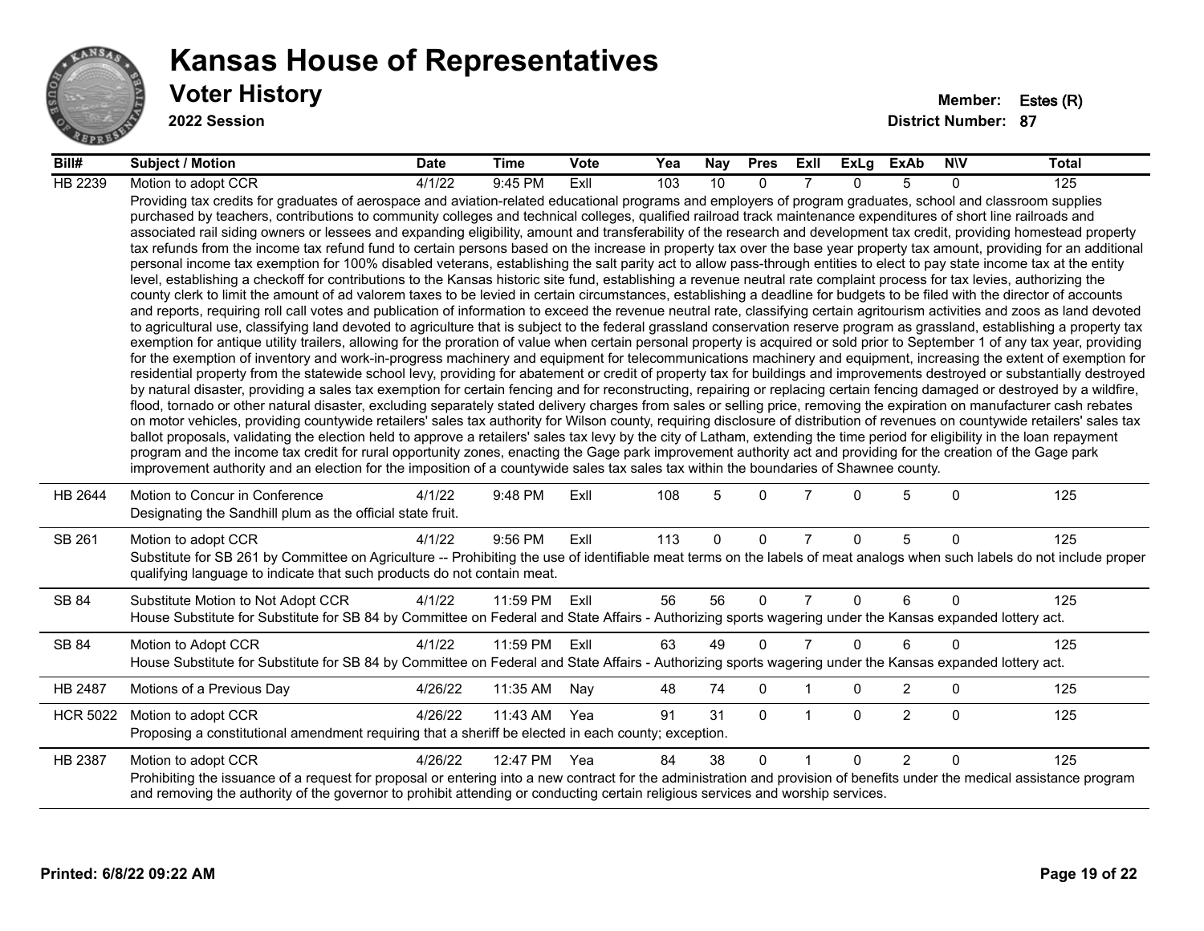# Kansas House of Representatives

## Voter History

**2022 Session**

**Member:** Estes (R)
**District Number:** 87

| Bill# | Subject / Motion | Date | Time | Vote | Yea | Nay | Pres | ExII | ExLg | ExAb | N\V | Total |
|---|---|---|---|---|---|---|---|---|---|---|---|---|
| HB 2239 | Motion to adopt CCR | 4/1/22 | 9:45 PM | ExII | 103 | 10 | 0 | 7 | 0 | 5 | 0 | 125 |
| | Providing tax credits for graduates of aerospace and aviation-related educational programs and employers of program graduates, school and classroom supplies purchased by teachers, contributions to community colleges and technical colleges, qualified railroad track maintenance expenditures of short line railroads and associated rail siding owners or lessees and expanding eligibility, amount and transferability of the research and development tax credit, providing homestead property tax refunds from the income tax refund fund to certain persons based on the increase in property tax over the base year property tax amount, providing for an additional personal income tax exemption for 100% disabled veterans, establishing the salt parity act to allow pass-through entities to elect to pay state income tax at the entity level, establishing a checkoff for contributions to the Kansas historic site fund, establishing a revenue neutral rate complaint process for tax levies, authorizing the county clerk to limit the amount of ad valorem taxes to be levied in certain circumstances, establishing a deadline for budgets to be filed with the director of accounts and reports, requiring roll call votes and publication of information to exceed the revenue neutral rate, classifying certain agritourism activities and zoos as land devoted to agricultural use, classifying land devoted to agriculture that is subject to the federal grassland conservation reserve program as grassland, establishing a property tax exemption for antique utility trailers, allowing for the proration of value when certain personal property is acquired or sold prior to September 1 of any tax year, providing for the exemption of inventory and work-in-progress machinery and equipment for telecommunications machinery and equipment, increasing the extent of exemption for residential property from the statewide school levy, providing for abatement or credit of property tax for buildings and improvements destroyed or substantially destroyed by natural disaster, providing a sales tax exemption for certain fencing and for reconstructing, repairing or replacing certain fencing damaged or destroyed by a wildfire, flood, tornado or other natural disaster, excluding separately stated delivery charges from sales or selling price, removing the expiration on manufacturer cash rebates on motor vehicles, providing countywide retailers' sales tax authority for Wilson county, requiring disclosure of distribution of revenues on countywide retailers' sales tax ballot proposals, validating the election held to approve a retailers' sales tax levy by the city of Latham, extending the time period for eligibility in the loan repayment program and the income tax credit for rural opportunity zones, enacting the Gage park improvement authority act and providing for the creation of the Gage park improvement authority and an election for the imposition of a countywide sales tax sales tax within the boundaries of Shawnee county. | | | | | | | | | | | |
| HB 2644 | Motion to Concur in Conference | 4/1/22 | 9:48 PM | ExII | 108 | 5 | 0 | 7 | 0 | 5 | 0 | 125 |
| | Designating the Sandhill plum as the official state fruit. | | | | | | | | | | | |
| SB 261 | Motion to adopt CCR | 4/1/22 | 9:56 PM | ExII | 113 | 0 | 0 | 7 | 0 | 5 | 0 | 125 |
| | Substitute for SB 261 by Committee on Agriculture -- Prohibiting the use of identifiable meat terms on the labels of meat analogs when such labels do not include proper qualifying language to indicate that such products do not contain meat. | | | | | | | | | | | |
| SB 84 | Substitute Motion to Not Adopt CCR | 4/1/22 | 11:59 PM | ExII | 56 | 56 | 0 | 7 | 0 | 6 | 0 | 125 |
| | House Substitute for Substitute for SB 84 by Committee on Federal and State Affairs - Authorizing sports wagering under the Kansas expanded lottery act. | | | | | | | | | | | |
| SB 84 | Motion to Adopt CCR | 4/1/22 | 11:59 PM | ExII | 63 | 49 | 0 | 7 | 0 | 6 | 0 | 125 |
| | House Substitute for Substitute for SB 84 by Committee on Federal and State Affairs - Authorizing sports wagering under the Kansas expanded lottery act. | | | | | | | | | | | |
| HB 2487 | Motions of a Previous Day | 4/26/22 | 11:35 AM | Nay | 48 | 74 | 0 | 1 | 0 | 2 | 0 | 125 |
| HCR 5022 | Motion to adopt CCR | 4/26/22 | 11:43 AM | Yea | 91 | 31 | 0 | 1 | 0 | 2 | 0 | 125 |
| | Proposing a constitutional amendment requiring that a sheriff be elected in each county; exception. | | | | | | | | | | | |
| HB 2387 | Motion to adopt CCR | 4/26/22 | 12:47 PM | Yea | 84 | 38 | 0 | 1 | 0 | 2 | 0 | 125 |
| | Prohibiting the issuance of a request for proposal or entering into a new contract for the administration and provision of benefits under the medical assistance program and removing the authority of the governor to prohibit attending or conducting certain religious services and worship services. | | | | | | | | | | | |

**Printed: 6/8/22 09:22 AM**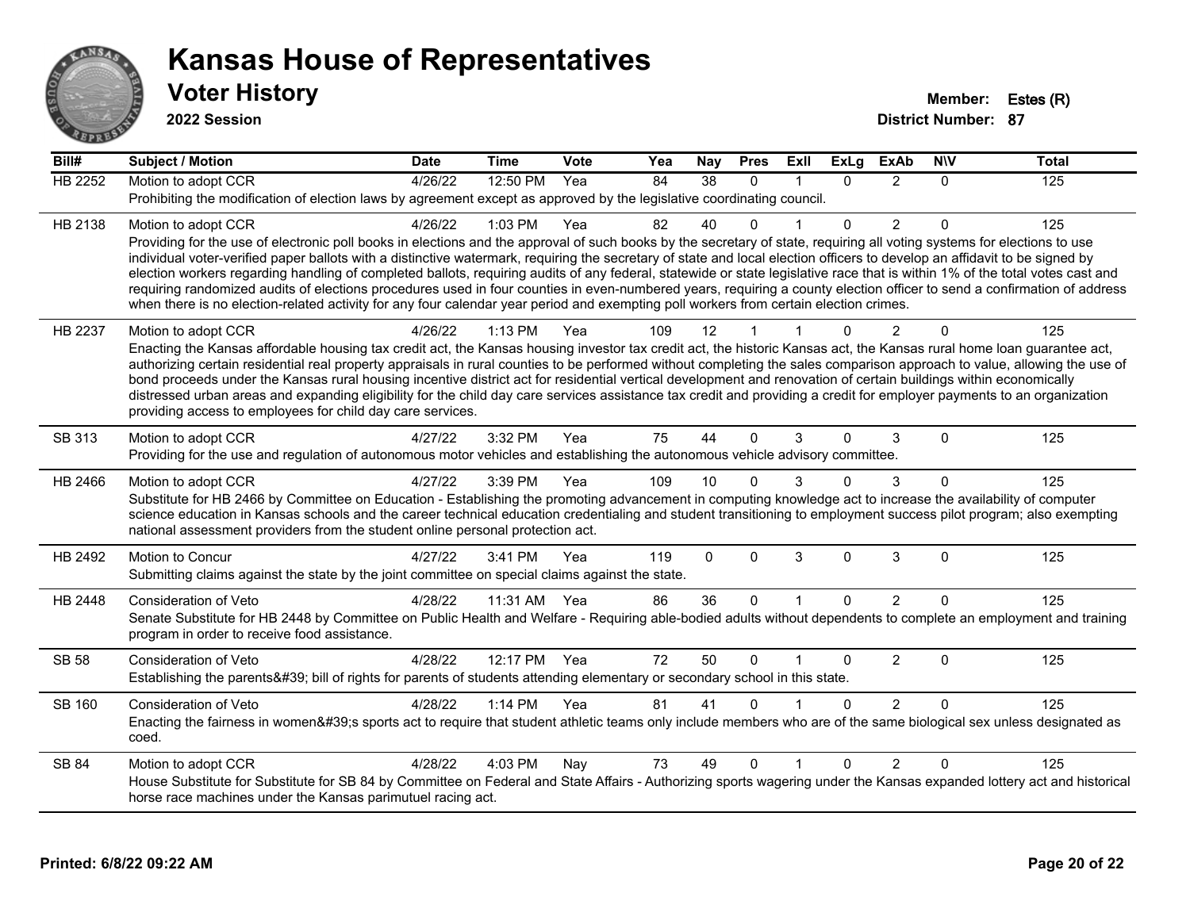# Kansas House of Representatives

## Voter History

**2022 Session**

**Member:** Estes (R)
**District Number:** 87

| Bill# | Subject / Motion | Date | Time | Vote | Yea | Nay | Pres | ExII | ExLg | ExAb | N\V | Total |
|---|---|---|---|---|---|---|---|---|---|---|---|---|
| HB 2252 | Motion to adopt CCR | 4/26/22 | 12:50 PM | Yea | 84 | 38 | 0 | 1 | 0 | 2 | 0 | 125 |
| | Prohibiting the modification of election laws by agreement except as approved by the legislative coordinating council. | | | | | | | | | | | |
| HB 2138 | Motion to adopt CCR | 4/26/22 | 1:03 PM | Yea | 82 | 40 | 0 | 1 | 0 | 2 | 0 | 125 |
| | Providing for the use of electronic poll books in elections and the approval of such books by the secretary of state, requiring all voting systems for elections to use individual voter-verified paper ballots with a distinctive watermark, requiring the secretary of state and local election officers to develop an affidavit to be signed by election workers regarding handling of completed ballots, requiring audits of any federal, statewide or state legislative race that is within 1% of the total votes cast and requiring randomized audits of elections procedures used in four counties in even-numbered years, requiring a county election officer to send a confirmation of address when there is no election-related activity for any four calendar year period and exempting poll workers from certain election crimes. | | | | | | | | | | | |
| HB 2237 | Motion to adopt CCR | 4/26/22 | 1:13 PM | Yea | 109 | 12 | 1 | 1 | 0 | 2 | 0 | 125 |
| | Enacting the Kansas affordable housing tax credit act, the Kansas housing investor tax credit act, the historic Kansas act, the Kansas rural home loan guarantee act, authorizing certain residential real property appraisals in rural counties to be performed without completing the sales comparison approach to value, allowing the use of bond proceeds under the Kansas rural housing incentive district act for residential vertical development and renovation of certain buildings within economically distressed urban areas and expanding eligibility for the child day care services assistance tax credit and providing a credit for employer payments to an organization providing access to employees for child day care services. | | | | | | | | | | | |
| SB 313 | Motion to adopt CCR | 4/27/22 | 3:32 PM | Yea | 75 | 44 | 0 | 3 | 0 | 3 | 0 | 125 |
| | Providing for the use and regulation of autonomous motor vehicles and establishing the autonomous vehicle advisory committee. | | | | | | | | | | | |
| HB 2466 | Motion to adopt CCR | 4/27/22 | 3:39 PM | Yea | 109 | 10 | 0 | 3 | 0 | 3 | 0 | 125 |
| | Substitute for HB 2466 by Committee on Education - Establishing the promoting advancement in computing knowledge act to increase the availability of computer science education in Kansas schools and the career technical education credentialing and student transitioning to employment success pilot program; also exempting national assessment providers from the student online personal protection act. | | | | | | | | | | | |
| HB 2492 | Motion to Concur | 4/27/22 | 3:41 PM | Yea | 119 | 0 | 0 | 3 | 0 | 3 | 0 | 125 |
| | Submitting claims against the state by the joint committee on special claims against the state. | | | | | | | | | | | |
| HB 2448 | Consideration of Veto | 4/28/22 | 11:31 AM | Yea | 86 | 36 | 0 | 1 | 0 | 2 | 0 | 125 |
| | Senate Substitute for HB 2448 by Committee on Public Health and Welfare - Requiring able-bodied adults without dependents to complete an employment and training program in order to receive food assistance. | | | | | | | | | | | |
| SB 58 | Consideration of Veto | 4/28/22 | 12:17 PM | Yea | 72 | 50 | 0 | 1 | 0 | 2 | 0 | 125 |
| | Establishing the parents&#39; bill of rights for parents of students attending elementary or secondary school in this state. | | | | | | | | | | | |
| SB 160 | Consideration of Veto | 4/28/22 | 1:14 PM | Yea | 81 | 41 | 0 | 1 | 0 | 2 | 0 | 125 |
| | Enacting the fairness in women&#39;s sports act to require that student athletic teams only include members who are of the same biological sex unless designated as coed. | | | | | | | | | | | |
| SB 84 | Motion to adopt CCR | 4/28/22 | 4:03 PM | Nay | 73 | 49 | 0 | 1 | 0 | 2 | 0 | 125 |
| | House Substitute for Substitute for SB 84 by Committee on Federal and State Affairs - Authorizing sports wagering under the Kansas expanded lottery act and historical horse race machines under the Kansas parimutuel racing act. | | | | | | | | | | | |

**Printed: 6/8/22 09:22 AM**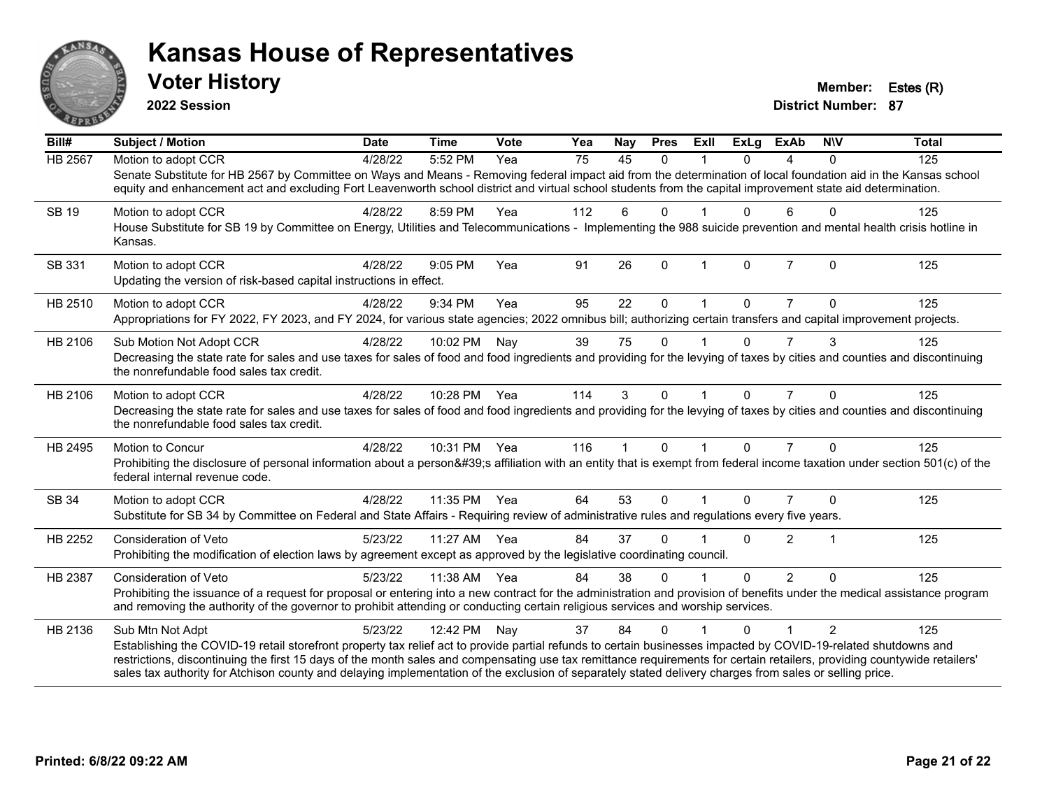# Kansas House of Representatives

## Voter History

**2022 Session**

**Member:** Estes (R)

**District Number:** 87

| Bill# | Subject / Motion | Date | Time | Vote | Yea | Nay | Pres | ExII | ExLg | ExAb | N\V | Total |
|---|---|---|---|---|---|---|---|---|---|---|---|---|
| HB 2567 | Motion to adopt CCR | 4/28/22 | 5:52 PM | Yea | 75 | 45 | 0 | 1 | 0 | 4 | 0 | 125 |
| | Senate Substitute for HB 2567 by Committee on Ways and Means - Removing federal impact aid from the determination of local foundation aid in the Kansas school equity and enhancement act and excluding Fort Leavenworth school district and virtual school students from the capital improvement state aid determination. | | | | | | | | | | | |
| SB 19 | Motion to adopt CCR | 4/28/22 | 8:59 PM | Yea | 112 | 6 | 0 | 1 | 0 | 6 | 0 | 125 |
| | House Substitute for SB 19 by Committee on Energy, Utilities and Telecommunications - Implementing the 988 suicide prevention and mental health crisis hotline in Kansas. | | | | | | | | | | | |
| SB 331 | Motion to adopt CCR | 4/28/22 | 9:05 PM | Yea | 91 | 26 | 0 | 1 | 0 | 7 | 0 | 125 |
| | Updating the version of risk-based capital instructions in effect. | | | | | | | | | | | |
| HB 2510 | Motion to adopt CCR | 4/28/22 | 9:34 PM | Yea | 95 | 22 | 0 | 1 | 0 | 7 | 0 | 125 |
| | Appropriations for FY 2022, FY 2023, and FY 2024, for various state agencies; 2022 omnibus bill; authorizing certain transfers and capital improvement projects. | | | | | | | | | | | |
| HB 2106 | Sub Motion Not Adopt CCR | 4/28/22 | 10:02 PM | Nay | 39 | 75 | 0 | 1 | 0 | 7 | 3 | 125 |
| | Decreasing the state rate for sales and use taxes for sales of food and food ingredients and providing for the levying of taxes by cities and counties and discontinuing the nonrefundable food sales tax credit. | | | | | | | | | | | |
| HB 2106 | Motion to adopt CCR | 4/28/22 | 10:28 PM | Yea | 114 | 3 | 0 | 1 | 0 | 7 | 0 | 125 |
| | Decreasing the state rate for sales and use taxes for sales of food and food ingredients and providing for the levying of taxes by cities and counties and discontinuing the nonrefundable food sales tax credit. | | | | | | | | | | | |
| HB 2495 | Motion to Concur | 4/28/22 | 10:31 PM | Yea | 116 | 1 | 0 | 1 | 0 | 7 | 0 | 125 |
| | Prohibiting the disclosure of personal information about a person&#39;s affiliation with an entity that is exempt from federal income taxation under section 501(c) of the federal internal revenue code. | | | | | | | | | | | |
| SB 34 | Motion to adopt CCR | 4/28/22 | 11:35 PM | Yea | 64 | 53 | 0 | 1 | 0 | 7 | 0 | 125 |
| | Substitute for SB 34 by Committee on Federal and State Affairs - Requiring review of administrative rules and regulations every five years. | | | | | | | | | | | |
| HB 2252 | Consideration of Veto | 5/23/22 | 11:27 AM | Yea | 84 | 37 | 0 | 1 | 0 | 2 | 1 | 125 |
| | Prohibiting the modification of election laws by agreement except as approved by the legislative coordinating council. | | | | | | | | | | | |
| HB 2387 | Consideration of Veto | 5/23/22 | 11:38 AM | Yea | 84 | 38 | 0 | 1 | 0 | 2 | 0 | 125 |
| | Prohibiting the issuance of a request for proposal or entering into a new contract for the administration and provision of benefits under the medical assistance program and removing the authority of the governor to prohibit attending or conducting certain religious services and worship services. | | | | | | | | | | | |
| HB 2136 | Sub Mtn Not Adpt | 5/23/22 | 12:42 PM | Nay | 37 | 84 | 0 | 1 | 0 | 1 | 2 | 125 |
| | Establishing the COVID-19 retail storefront property tax relief act to provide partial refunds to certain businesses impacted by COVID-19-related shutdowns and restrictions, discontinuing the first 15 days of the month sales and compensating use tax remittance requirements for certain retailers, providing countywide retailers' sales tax authority for Atchison county and delaying implementation of the exclusion of separately stated delivery charges from sales or selling price. | | | | | | | | | | | |

**Printed: 6/8/22 09:22 AM**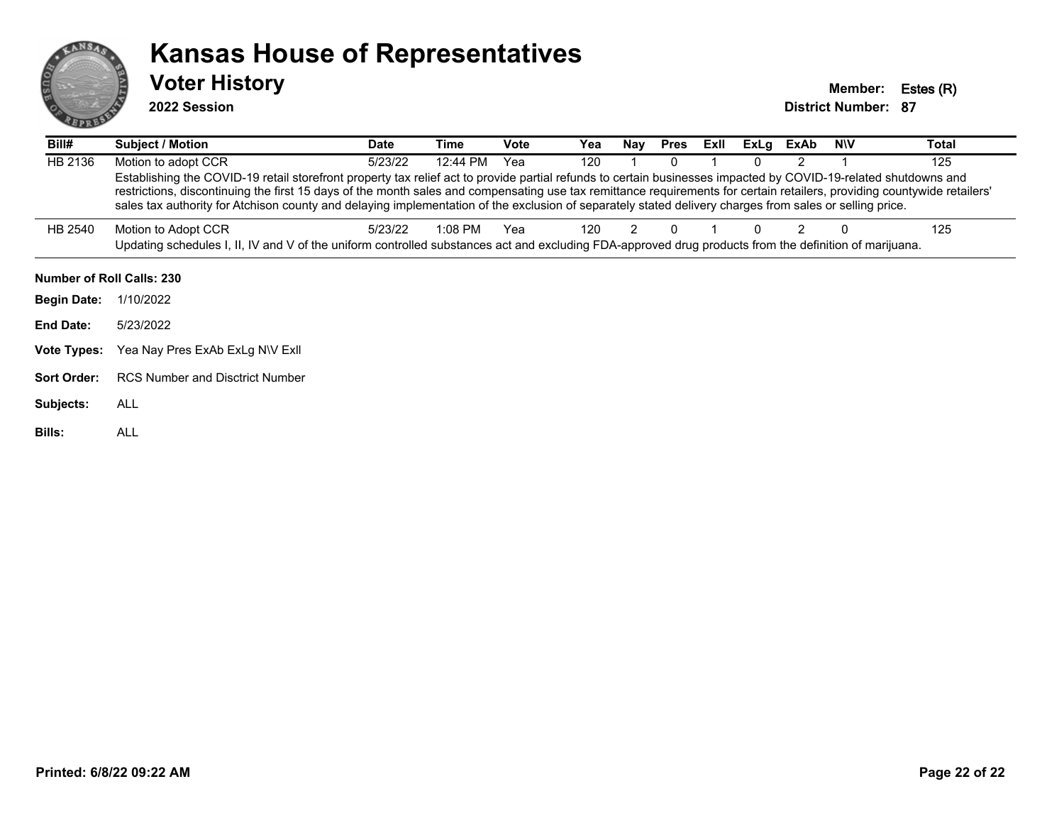# Kansas House of Representatives

## Voter History

**2022 Session**

**Member:** Estes (R)
**District Number:** 87

| Bill# | Subject / Motion | Date | Time | Vote | Yea | Nay | Pres | ExII | ExLg | ExAb | N\V | Total |
|---|---|---|---|---|---|---|---|---|---|---|---|---|
| HB 2136 | Motion to adopt CCR | 5/23/22 | 12:44 PM | Yea | 120 | 1 | 0 | 1 | 0 | 2 | 1 | 125 |
| | Establishing the COVID-19 retail storefront property tax relief act to provide partial refunds to certain businesses impacted by COVID-19-related shutdowns and restrictions, discontinuing the first 15 days of the month sales and compensating use tax remittance requirements for certain retailers, providing countywide retailers' sales tax authority for Atchison county and delaying implementation of the exclusion of separately stated delivery charges from sales or selling price. | | | | | | | | | | | |
| HB 2540 | Motion to Adopt CCR | 5/23/22 | 1:08 PM | Yea | 120 | 2 | 0 | 1 | 0 | 2 | 0 | 125 |
| | Updating schedules I, II, IV and V of the uniform controlled substances act and excluding FDA-approved drug products from the definition of marijuana. | | | | | | | | | | | |

**Number of Roll Calls: 230**

**Begin Date:** 1/10/2022

**End Date:** 5/23/2022

**Vote Types:** Yea Nay Pres ExAb ExLg N\V ExII

**Sort Order:** RCS Number and Disctrict Number

**Subjects:** ALL

**Bills:** ALL

**Printed: 6/8/22 09:22 AM**